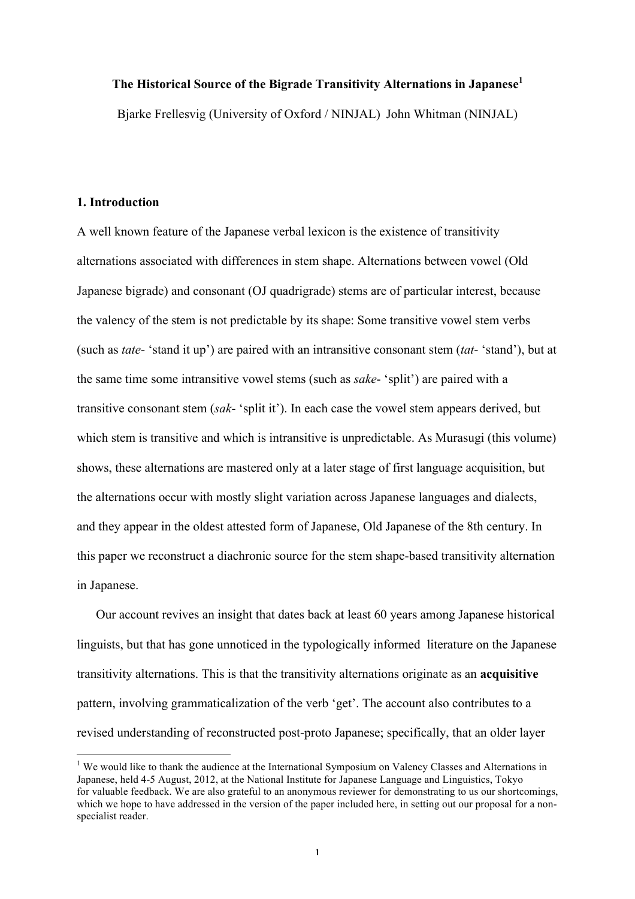# The Historical Source of the Bigrade Transitivity Alternations in Japanese[1]

Bjarke Frellesvig (University of Oxford / NINJAL) John Whitman (NINJAL)

## 1. Introduction

A well known feature of the Japanese verbal lexicon is the existence of transitivity alternations associated with differences in stem shape. Alternations between vowel (Old Japanese bigrade) and consonant (OJ quadrigrade) stems are of particular interest, because the valency of the stem is not predictable by its shape: Some transitive vowel stem verbs (such as *tate*- 'stand it up') are paired with an intransitive consonant stem (*tat*- 'stand'), but at the same time some intransitive vowel stems (such as *sake*- 'split') are paired with a transitive consonant stem (*sak*- 'split it'). In each case the vowel stem appears derived, but which stem is transitive and which is intransitive is unpredictable. As Murasugi (this volume) shows, these alternations are mastered only at a later stage of first language acquisition, but the alternations occur with mostly slight variation across Japanese languages and dialects, and they appear in the oldest attested form of Japanese, Old Japanese of the 8th century. In this paper we reconstruct a diachronic source for the stem shape-based transitivity alternation in Japanese.

Our account revives an insight that dates back at least 60 years among Japanese historical linguists, but that has gone unnoticed in the typologically informed literature on the Japanese transitivity alternations. This is that the transitivity alternations originate as an **acquisitive** pattern, involving grammaticalization of the verb 'get'. The account also contributes to a revised understanding of reconstructed post-proto Japanese; specifically, that an older layer

[1] We would like to thank the audience at the International Symposium on Valency Classes and Alternations in Japanese, held 4-5 August, 2012, at the National Institute for Japanese Language and Linguistics, Tokyo for valuable feedback. We are also grateful to an anonymous reviewer for demonstrating to us our shortcomings, which we hope to have addressed in the version of the paper included here, in setting out our proposal for a non-specialist reader.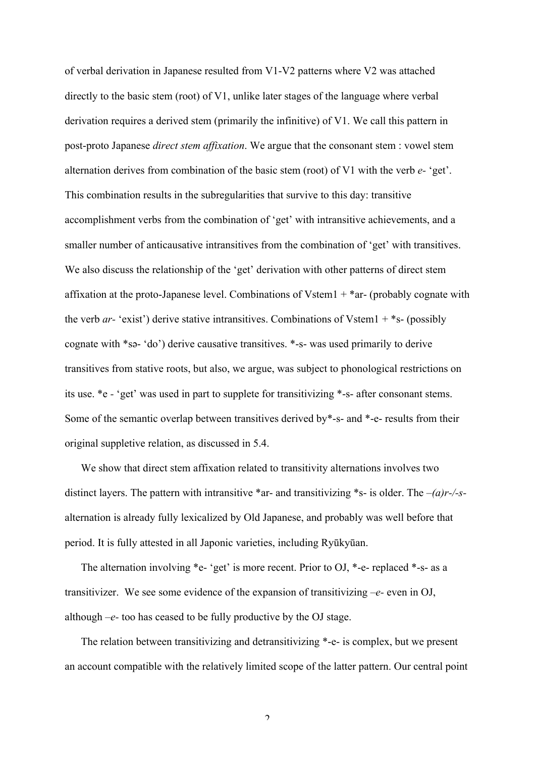of verbal derivation in Japanese resulted from V1-V2 patterns where V2 was attached directly to the basic stem (root) of V1, unlike later stages of the language where verbal derivation requires a derived stem (primarily the infinitive) of V1. We call this pattern in post-proto Japanese *direct stem affixation*. We argue that the consonant stem : vowel stem alternation derives from combination of the basic stem (root) of V1 with the verb *e-* 'get'. This combination results in the subregularities that survive to this day: transitive accomplishment verbs from the combination of 'get' with intransitive achievements, and a smaller number of anticausative intransitives from the combination of 'get' with transitives. We also discuss the relationship of the 'get' derivation with other patterns of direct stem affixation at the proto-Japanese level. Combinations of Vstem1 + *ar- (probably cognate with the verb *ar-* 'exist') derive stative intransitives. Combinations of Vstem1 + *s- (possibly cognate with *sə- 'do') derive causative transitives. *-s- was used primarily to derive transitives from stative roots, but also, we argue, was subject to phonological restrictions on its use. *e - 'get' was used in part to supplete for transitivizing *-s- after consonant stems. Some of the semantic overlap between transitives derived by*-s- and *-e- results from their original suppletive relation, as discussed in 5.4.

We show that direct stem affixation related to transitivity alternations involves two distinct layers. The pattern with intransitive *ar- and transitivizing *s- is older. The *–(a)r-/-s-* alternation is already fully lexicalized by Old Japanese, and probably was well before that period. It is fully attested in all Japonic varieties, including Ryūkyūan.

The alternation involving *e- 'get' is more recent. Prior to OJ, *-e- replaced *-s- as a transitivizer. We see some evidence of the expansion of transitivizing *–e-* even in OJ, although *–e-* too has ceased to be fully productive by the OJ stage.

The relation between transitivizing and detransitivizing *-e- is complex, but we present an account compatible with the relatively limited scope of the latter pattern. Our central point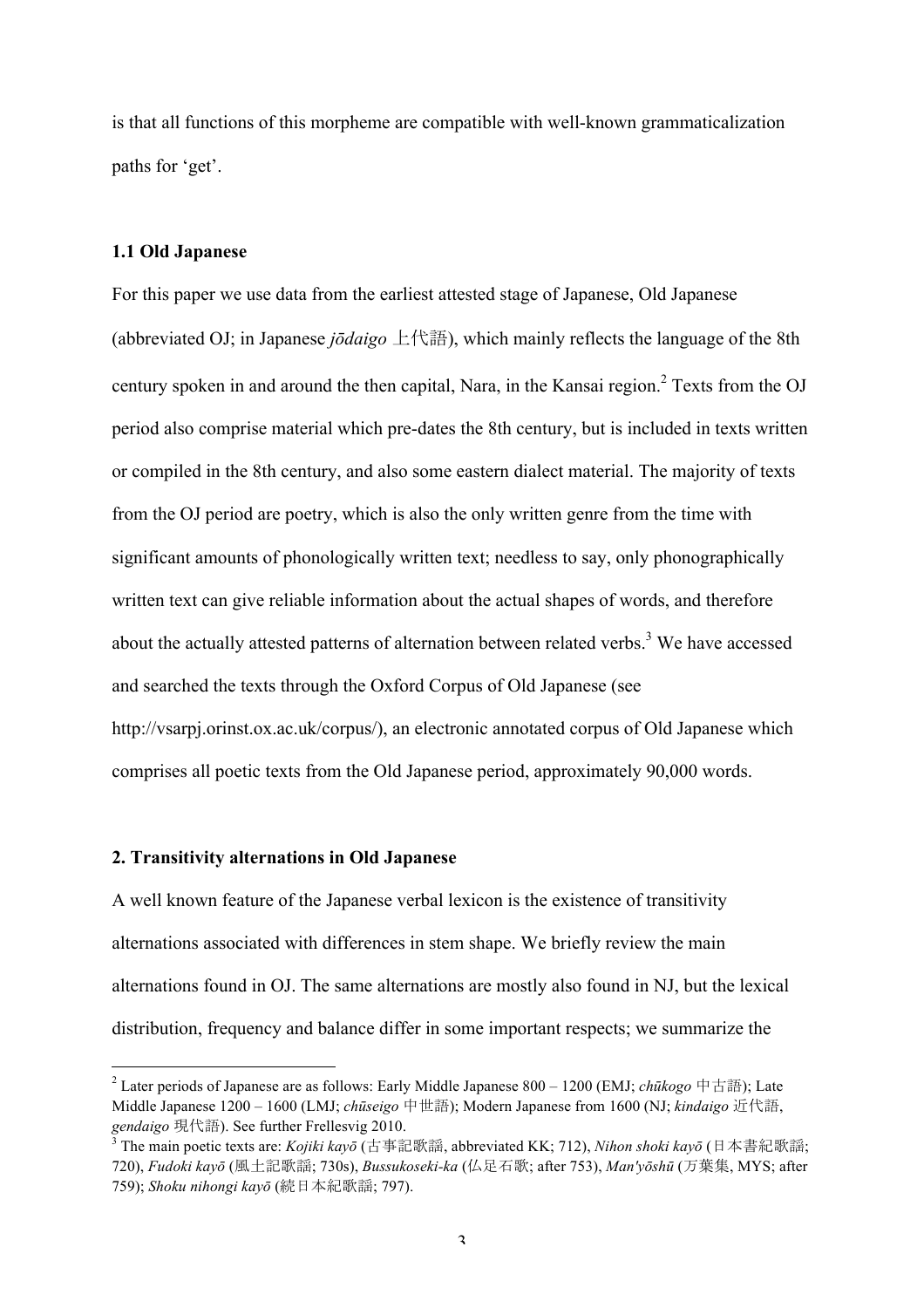is that all functions of this morpheme are compatible with well-known grammaticalization paths for 'get'.

### 1.1 Old Japanese

For this paper we use data from the earliest attested stage of Japanese, Old Japanese (abbreviated OJ; in Japanese *jōdaigo* 上代語), which mainly reflects the language of the 8th century spoken in and around the then capital, Nara, in the Kansai region.[2] Texts from the OJ period also comprise material which pre-dates the 8th century, but is included in texts written or compiled in the 8th century, and also some eastern dialect material. The majority of texts from the OJ period are poetry, which is also the only written genre from the time with significant amounts of phonologically written text; needless to say, only phonographically written text can give reliable information about the actual shapes of words, and therefore about the actually attested patterns of alternation between related verbs.[3] We have accessed and searched the texts through the Oxford Corpus of Old Japanese (see http://vsarpj.orinst.ox.ac.uk/corpus/), an electronic annotated corpus of Old Japanese which comprises all poetic texts from the Old Japanese period, approximately 90,000 words.

## 2. Transitivity alternations in Old Japanese

A well known feature of the Japanese verbal lexicon is the existence of transitivity alternations associated with differences in stem shape. We briefly review the main alternations found in OJ. The same alternations are mostly also found in NJ, but the lexical distribution, frequency and balance differ in some important respects; we summarize the

---

[2] Later periods of Japanese are as follows: Early Middle Japanese 800 – 1200 (EMJ; *chūkogo* 中古語); Late Middle Japanese 1200 – 1600 (LMJ; *chūseigo* 中世語); Modern Japanese from 1600 (NJ; *kindaigo* 近代語, *gendaigo* 現代語). See further Frellesvig 2010.

[3] The main poetic texts are: *Kojiki kayō* (古事記歌謡, abbreviated KK; 712), *Nihon shoki kayō* (日本書紀歌謡; 720), *Fudoki kayō* (風土記歌謡; 730s), *Bussukoseki-ka* (仏足石歌; after 753), *Man'yōshū* (万葉集, MYS; after 759); *Shoku nihongi kayō* (続日本紀歌謡; 797).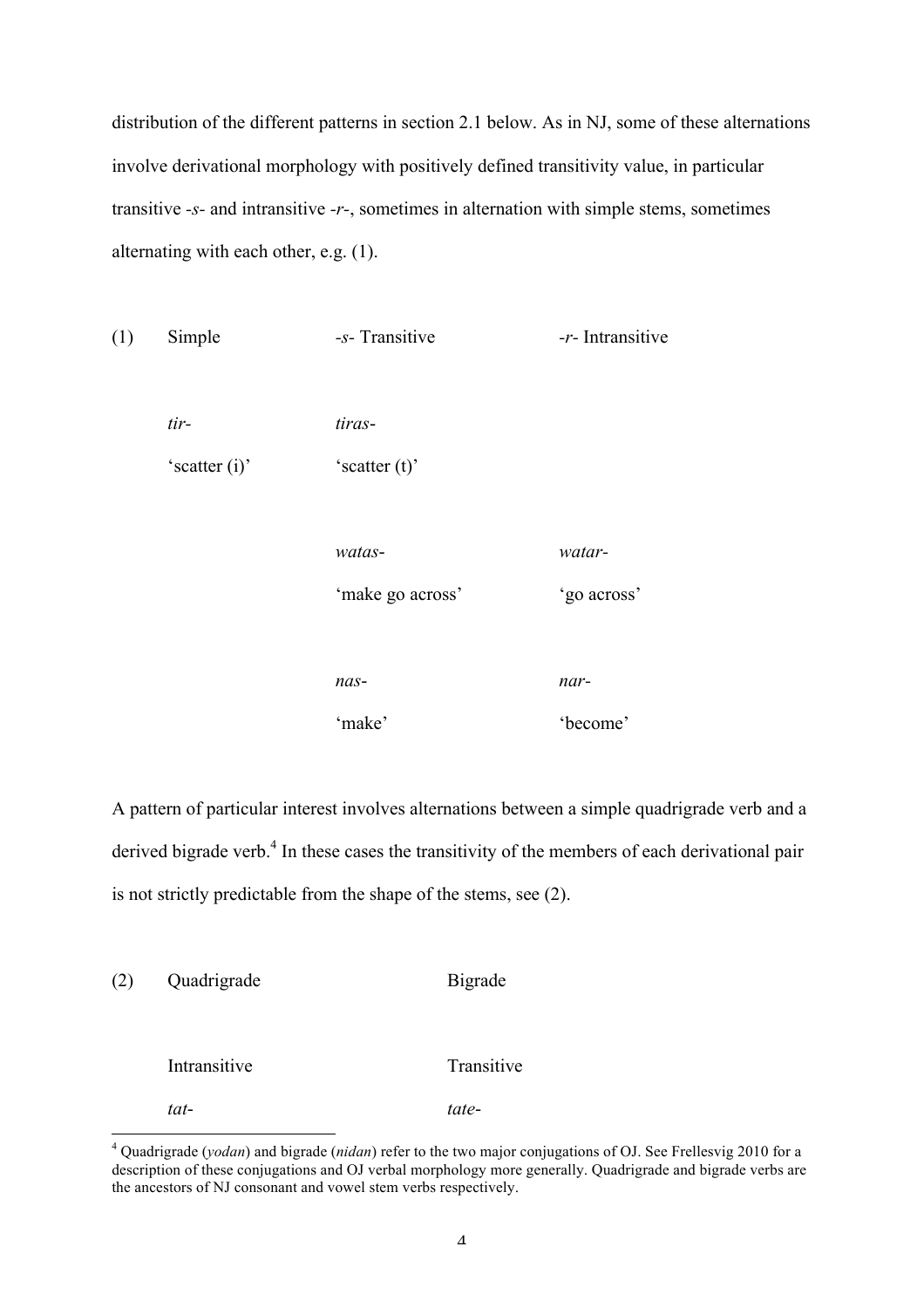distribution of the different patterns in section 2.1 below. As in NJ, some of these alternations involve derivational morphology with positively defined transitivity value, in particular transitive *-s-* and intransitive *-r-*, sometimes in alternation with simple stems, sometimes alternating with each other, e.g. (1).

(1)

| Simple | *-s-* Transitive | *-r-* Intransitive |
|---|---|---|
| *tir-* | *tiras-* | |
| 'scatter (i)' | 'scatter (t)' | |
| | *watas-* | *watar-* |
| | 'make go across' | 'go across' |
| | *nas-* | *nar-* |
| | 'make' | 'become' |

A pattern of particular interest involves alternations between a simple quadrigrade verb and a derived bigrade verb.[4] In these cases the transitivity of the members of each derivational pair is not strictly predictable from the shape of the stems, see (2).

(2)

| Quadrigrade | Bigrade |
|---|---|
| Intransitive | Transitive |
| *tat-* | *tate-* |

[4] Quadrigrade (*yodan*) and bigrade (*nidan*) refer to the two major conjugations of OJ. See Frellesvig 2010 for a description of these conjugations and OJ verbal morphology more generally. Quadrigrade and bigrade verbs are the ancestors of NJ consonant and vowel stem verbs respectively.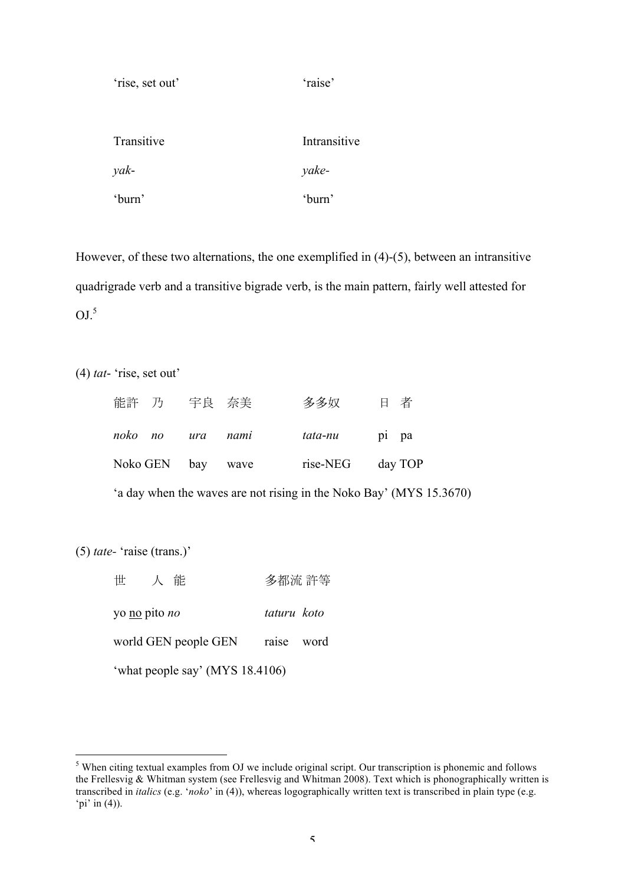| | |
|---|---|
| 'rise, set out' | 'raise' |

| Transitive | Intransitive |
|---|---|
| *yak-* | *yake-* |
| 'burn' | 'burn' |

However, of these two alternations, the one exemplified in (4)-(5), between an intransitive quadrigrade verb and a transitive bigrade verb, is the main pattern, fairly well attested for OJ.[5]

(4) *tat-* 'rise, set out'

| 能許 | 乃 | 宇良 | 奈美 | 多多奴 | 日 | 者 |
|---|---|---|---|---|---|---|
| *noko* | *no* | *ura* | *nami* | *tata-nu* | pi | pa |
| Noko | GEN | bay | wave | rise-NEG | day | TOP |

'a day when the waves are not rising in the Noko Bay' (MYS 15.3670)

(5) *tate-* 'raise (trans.)'

| 世 | 人 | 能 | 多都流 | 許等 |
|---|---|---|---|---|
| yo <u>no</u> | pito | *no* | *taturu* | *koto* |
| world GEN | people | GEN | raise | word |

'what people say' (MYS 18.4106)

[5] When citing textual examples from OJ we include original script. Our transcription is phonemic and follows the Frellesvig & Whitman system (see Frellesvig and Whitman 2008). Text which is phonographically written is transcribed in *italics* (e.g. '*noko*' in (4)), whereas logographically written text is transcribed in plain type (e.g. 'pi' in (4)).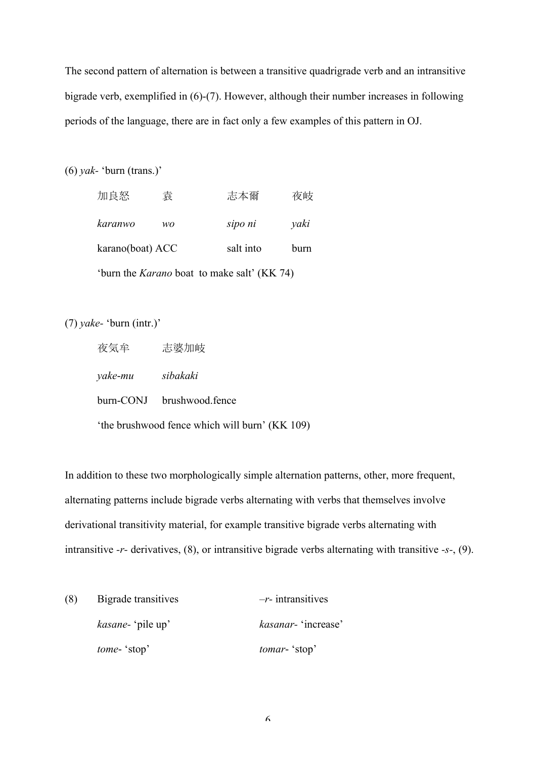The second pattern of alternation is between a transitive quadrigrade verb and an intransitive bigrade verb, exemplified in (6)-(7). However, although their number increases in following periods of the language, there are in fact only a few examples of this pattern in OJ.

(6) *yak-* 'burn (trans.)'

| 加良怒 | 袁 | 志本爾 | 夜岐 |
|---|---|---|---|
| *karanwo* | *wo* | *sipo ni* | *yaki* |
| karano(boat) | ACC | salt into | burn |

'burn the *Karano* boat to make salt' (KK 74)

(7) *yake-* 'burn (intr.)'

| 夜気牟 | 志婆加岐 |
|---|---|
| *yake-mu* | *sibakaki* |
| burn-CONJ | brushwood.fence |

'the brushwood fence which will burn' (KK 109)

In addition to these two morphologically simple alternation patterns, other, more frequent, alternating patterns include bigrade verbs alternating with verbs that themselves involve derivational transitivity material, for example transitive bigrade verbs alternating with intransitive *-r-* derivatives, (8), or intransitive bigrade verbs alternating with transitive *-s-*, (9).

(8)

| Bigrade transitives | *–r-* intransitives |
|---|---|
| *kasane-* 'pile up' | *kasanar-* 'increase' |
| *tome-* 'stop' | *tomar-* 'stop' |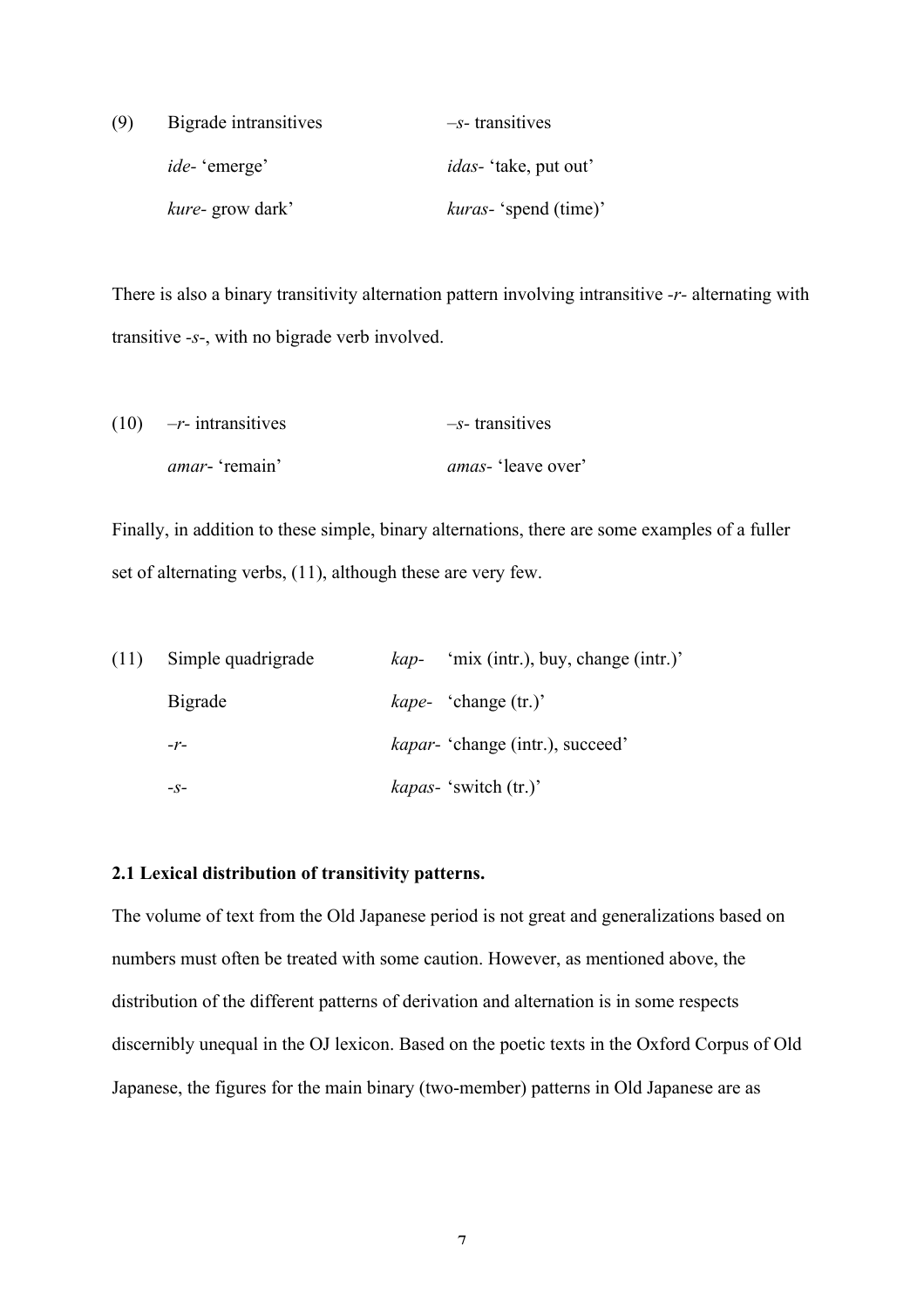(9) Bigrade intransitives — *–s-* transitives

| | |
|---|---|
| *ide-* 'emerge' | *idas-* 'take, put out' |
| *kure-* grow dark' | *kuras-* 'spend (time)' |

There is also a binary transitivity alternation pattern involving intransitive *-r-* alternating with transitive *-s-*, with no bigrade verb involved.

(10) *–r-* intransitives — *–s-* transitives

| | |
|---|---|
| *amar-* 'remain' | *amas-* 'leave over' |

Finally, in addition to these simple, binary alternations, there are some examples of a fuller set of alternating verbs, (11), although these are very few.

(11)

| | | |
|---|---|---|
| Simple quadrigrade | *kap-* | 'mix (intr.), buy, change (intr.)' |
| Bigrade | *kape-* | 'change (tr.)' |
| *-r-* | *kapar-* | 'change (intr.), succeed' |
| *-s-* | *kapas-* | 'switch (tr.)' |

**2.1 Lexical distribution of transitivity patterns.**

The volume of text from the Old Japanese period is not great and generalizations based on numbers must often be treated with some caution. However, as mentioned above, the distribution of the different patterns of derivation and alternation is in some respects discernibly unequal in the OJ lexicon. Based on the poetic texts in the Oxford Corpus of Old Japanese, the figures for the main binary (two-member) patterns in Old Japanese are as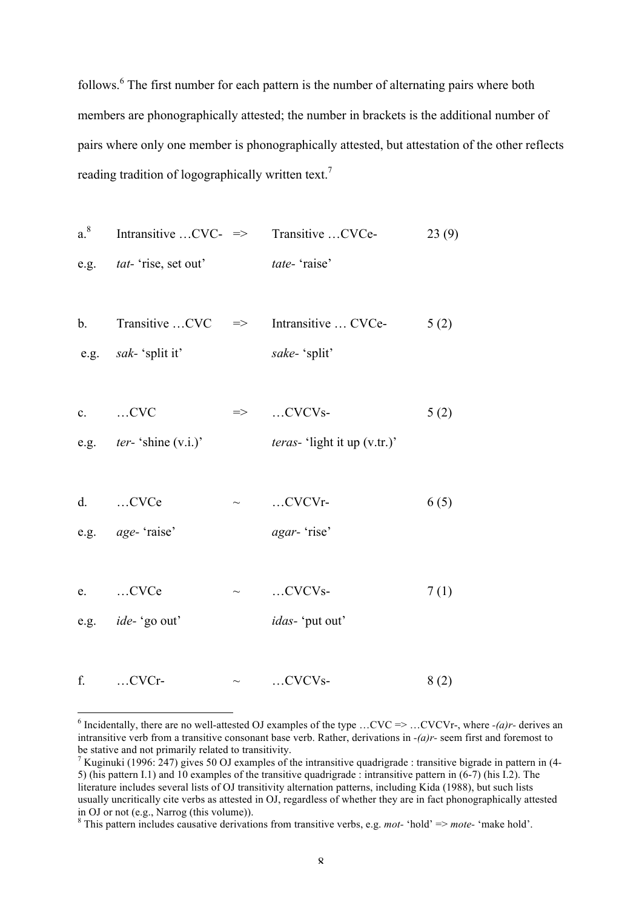follows.[6] The first number for each pattern is the number of alternating pairs where both members are phonographically attested; the number in brackets is the additional number of pairs where only one member is phonographically attested, but attestation of the other reflects reading tradition of logographically written text.[7]

| | | | | |
|---|---|---|---|---|
| a.[8] | Intransitive …CVC- | => | Transitive …CVCe- | 23 (9) |
| e.g. | *tat-* 'rise, set out' | | *tate-* 'raise' | |
| b. | Transitive …CVC | => | Intransitive … CVCe- | 5 (2) |
| e.g. | *sak-* 'split it' | | *sake-* 'split' | |
| c. | …CVC | => | …CVCVs- | 5 (2) |
| e.g. | *ter-* 'shine (v.i.)' | | *teras-* 'light it up (v.tr.)' | |
| d. | …CVCe | ~ | …CVCVr- | 6 (5) |
| e.g. | *age-* 'raise' | | *agar-* 'rise' | |
| e. | …CVCe | ~ | …CVCVs- | 7 (1) |
| e.g. | *ide-* 'go out' | | *idas-* 'put out' | |
| f. | …CVCr- | ~ | …CVCVs- | 8 (2) |

---

[6] Incidentally, there are no well-attested OJ examples of the type …CVC => …CVCVr-, where *-(a)r-* derives an intransitive verb from a transitive consonant base verb. Rather, derivations in *-(a)r-* seem first and foremost to be stative and not primarily related to transitivity.

[7] Kuginuki (1996: 247) gives 50 OJ examples of the intransitive quadrigrade : transitive bigrade in pattern in (4-5) (his pattern I.1) and 10 examples of the transitive quadrigrade : intransitive pattern in (6-7) (his I.2). The literature includes several lists of OJ transitivity alternation patterns, including Kida (1988), but such lists usually uncritically cite verbs as attested in OJ, regardless of whether they are in fact phonographically attested in OJ or not (e.g., Narrog (this volume)).

[8] This pattern includes causative derivations from transitive verbs, e.g. *mot-* 'hold' => *mote-* 'make hold'.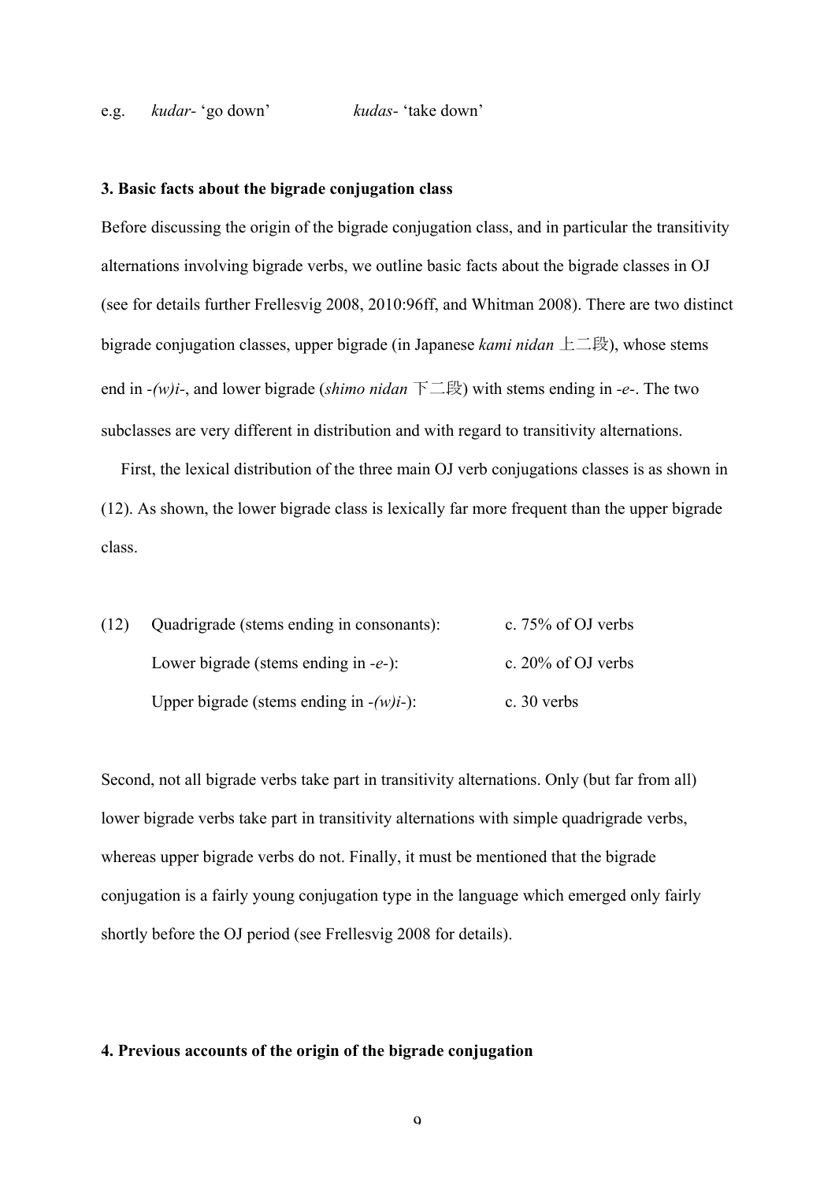e.g. *kudar-* ‘go down’ *kudas-* ‘take down’

### 3. Basic facts about the bigrade conjugation class

Before discussing the origin of the bigrade conjugation class, and in particular the transitivity alternations involving bigrade verbs, we outline basic facts about the bigrade classes in OJ (see for details further Frellesvig 2008, 2010:96ff, and Whitman 2008). There are two distinct bigrade conjugation classes, upper bigrade (in Japanese *kami nidan* 上二段), whose stems end in *-(w)i-*, and lower bigrade (*shimo nidan* 下二段) with stems ending in *-e-*. The two subclasses are very different in distribution and with regard to transitivity alternations.

First, the lexical distribution of the three main OJ verb conjugations classes is as shown in (12). As shown, the lower bigrade class is lexically far more frequent than the upper bigrade class.

(12) Quadrigrade (stems ending in consonants): c. 75% of OJ verbs
Lower bigrade (stems ending in *-e-*): c. 20% of OJ verbs
Upper bigrade (stems ending in *-(w)i-*): c. 30 verbs

Second, not all bigrade verbs take part in transitivity alternations. Only (but far from all) lower bigrade verbs take part in transitivity alternations with simple quadrigrade verbs, whereas upper bigrade verbs do not. Finally, it must be mentioned that the bigrade conjugation is a fairly young conjugation type in the language which emerged only fairly shortly before the OJ period (see Frellesvig 2008 for details).

### 4. Previous accounts of the origin of the bigrade conjugation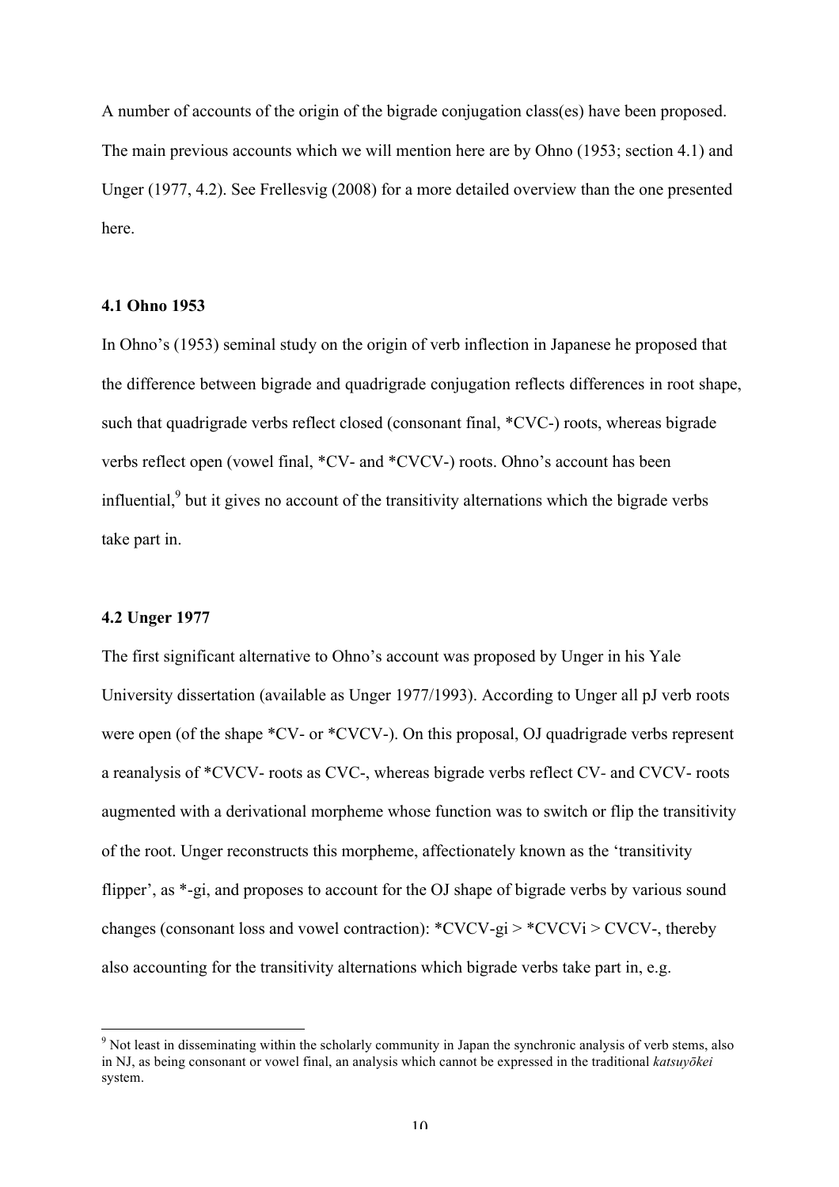A number of accounts of the origin of the bigrade conjugation class(es) have been proposed. The main previous accounts which we will mention here are by Ohno (1953; section 4.1) and Unger (1977, 4.2). See Frellesvig (2008) for a more detailed overview than the one presented here.

### 4.1 Ohno 1953

In Ohno's (1953) seminal study on the origin of verb inflection in Japanese he proposed that the difference between bigrade and quadrigrade conjugation reflects differences in root shape, such that quadrigrade verbs reflect closed (consonant final, *CVC-) roots, whereas bigrade verbs reflect open (vowel final, *CV- and *CVCV-) roots. Ohno's account has been influential,[9] but it gives no account of the transitivity alternations which the bigrade verbs take part in.

### 4.2 Unger 1977

The first significant alternative to Ohno's account was proposed by Unger in his Yale University dissertation (available as Unger 1977/1993). According to Unger all pJ verb roots were open (of the shape *CV- or *CVCV-). On this proposal, OJ quadrigrade verbs represent a reanalysis of *CVCV- roots as CVC-, whereas bigrade verbs reflect CV- and CVCV- roots augmented with a derivational morpheme whose function was to switch or flip the transitivity of the root. Unger reconstructs this morpheme, affectionately known as the 'transitivity flipper', as *-gi, and proposes to account for the OJ shape of bigrade verbs by various sound changes (consonant loss and vowel contraction): *CVCV-gi > *CVCVi > CVCV-, thereby also accounting for the transitivity alternations which bigrade verbs take part in, e.g.

---

[9] Not least in disseminating within the scholarly community in Japan the synchronic analysis of verb stems, also in NJ, as being consonant or vowel final, an analysis which cannot be expressed in the traditional *katsuyōkei* system.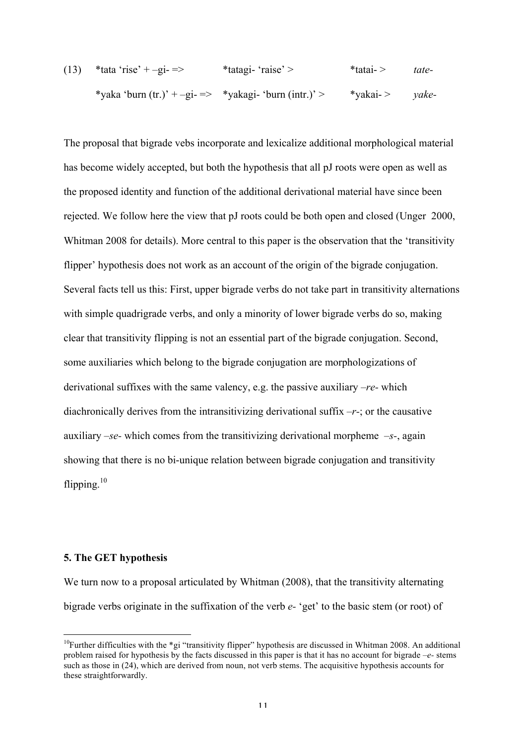(13) *tata 'rise' + –gi- => *tatagi- 'raise' > *tatai- > *tate-*

*yaka 'burn (tr.)' + –gi- => *yakagi- 'burn (intr.)' > *yakai- > *yake-*

The proposal that bigrade vebs incorporate and lexicalize additional morphological material has become widely accepted, but both the hypothesis that all pJ roots were open as well as the proposed identity and function of the additional derivational material have since been rejected. We follow here the view that pJ roots could be both open and closed (Unger 2000, Whitman 2008 for details). More central to this paper is the observation that the 'transitivity flipper' hypothesis does not work as an account of the origin of the bigrade conjugation. Several facts tell us this: First, upper bigrade verbs do not take part in transitivity alternations with simple quadrigrade verbs, and only a minority of lower bigrade verbs do so, making clear that transitivity flipping is not an essential part of the bigrade conjugation. Second, some auxiliaries which belong to the bigrade conjugation are morphologizations of derivational suffixes with the same valency, e.g. the passive auxiliary *–re-* which diachronically derives from the intransitivizing derivational suffix *–r-*; or the causative auxiliary *–se-* which comes from the transitivizing derivational morpheme *–s-*, again showing that there is no bi-unique relation between bigrade conjugation and transitivity flipping.[10]

## 5. The GET hypothesis

We turn now to a proposal articulated by Whitman (2008), that the transitivity alternating bigrade verbs originate in the suffixation of the verb *e-* 'get' to the basic stem (or root) of

[10]Further difficulties with the *gi "transitivity flipper" hypothesis are discussed in Whitman 2008. An additional problem raised for hypothesis by the facts discussed in this paper is that it has no account for bigrade *–e-* stems such as those in (24), which are derived from noun, not verb stems. The acquisitive hypothesis accounts for these straightforwardly.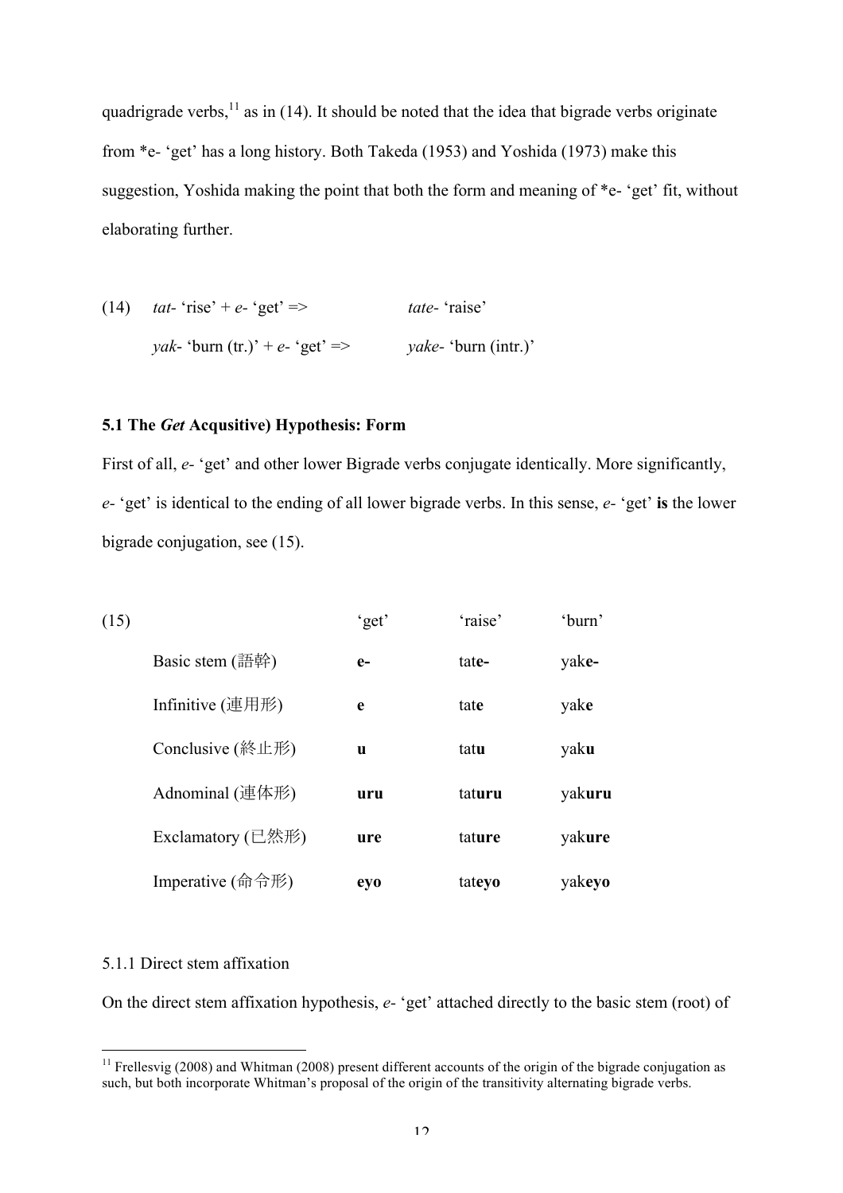quadrigrade verbs,[11] as in (14). It should be noted that the idea that bigrade verbs originate from *e- 'get' has a long history. Both Takeda (1953) and Yoshida (1973) make this suggestion, Yoshida making the point that both the form and meaning of *e- 'get' fit, without elaborating further.

(14) *tat-* 'rise' + *e-* 'get' => *tate-* 'raise'

*yak-* 'burn (tr.)' + *e-* 'get' => *yake-* 'burn (intr.)'

### 5.1 The *Get* Acqusitive) Hypothesis: Form

First of all, *e-* 'get' and other lower Bigrade verbs conjugate identically. More significantly, *e-* 'get' is identical to the ending of all lower bigrade verbs. In this sense, *e-* 'get' **is** the lower bigrade conjugation, see (15).

(15)

| | 'get' | 'raise' | 'burn' |
|---|---|---|---|
| Basic stem (語幹) | **e-** | tat**e-** | yak**e-** |
| Infinitive (連用形) | **e** | tat**e** | yak**e** |
| Conclusive (終止形) | **u** | tat**u** | yak**u** |
| Adnominal (連体形) | **uru** | tat**uru** | yak**uru** |
| Exclamatory (已然形) | **ure** | tat**ure** | yak**ure** |
| Imperative (命令形) | **eyo** | tat**eyo** | yak**eyo** |

#### 5.1.1 Direct stem affixation

On the direct stem affixation hypothesis, *e-* 'get' attached directly to the basic stem (root) of

[11] Frellesvig (2008) and Whitman (2008) present different accounts of the origin of the bigrade conjugation as such, but both incorporate Whitman's proposal of the origin of the transitivity alternating bigrade verbs.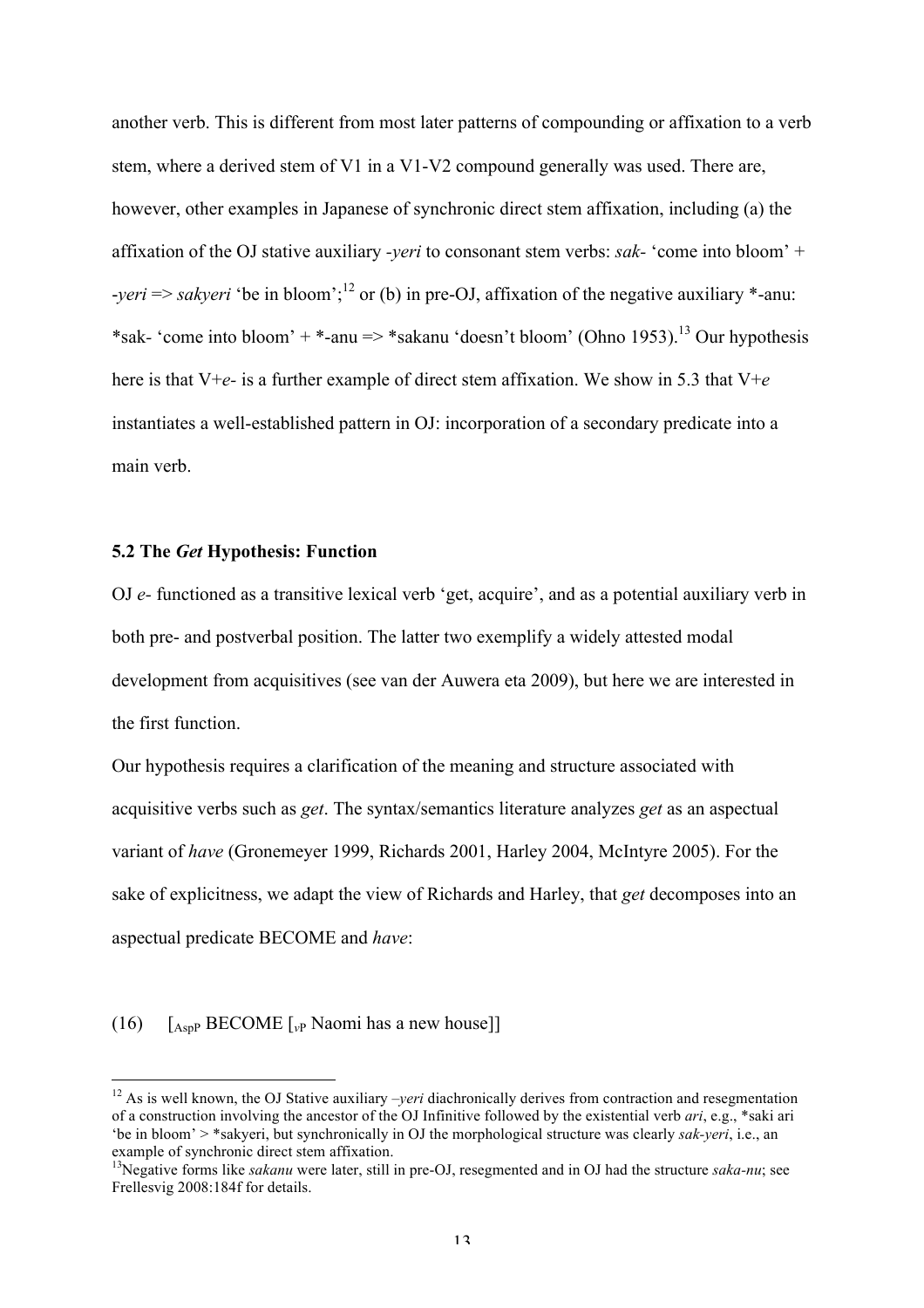another verb. This is different from most later patterns of compounding or affixation to a verb stem, where a derived stem of V1 in a V1-V2 compound generally was used. There are, however, other examples in Japanese of synchronic direct stem affixation, including (a) the affixation of the OJ stative auxiliary *-yeri* to consonant stem verbs: *sak-* 'come into bloom' + *-yeri* => *sakyeri* 'be in bloom';[12] or (b) in pre-OJ, affixation of the negative auxiliary *-anu: *sak- 'come into bloom' + *-anu => *sakanu 'doesn't bloom' (Ohno 1953).[13] Our hypothesis here is that V+*e-* is a further example of direct stem affixation. We show in 5.3 that V+*e* instantiates a well-established pattern in OJ: incorporation of a secondary predicate into a main verb.

### 5.2 The *Get* Hypothesis: Function

OJ *e-* functioned as a transitive lexical verb 'get, acquire', and as a potential auxiliary verb in both pre- and postverbal position. The latter two exemplify a widely attested modal development from acquisitives (see van der Auwera eta 2009), but here we are interested in the first function.

Our hypothesis requires a clarification of the meaning and structure associated with acquisitive verbs such as *get*. The syntax/semantics literature analyzes *get* as an aspectual variant of *have* (Gronemeyer 1999, Richards 2001, Harley 2004, McIntyre 2005). For the sake of explicitness, we adapt the view of Richards and Harley, that *get* decomposes into an aspectual predicate BECOME and *have*:

(16) [$_{\text{AspP}}$ BECOME [$_{v\text{P}}$ Naomi has a new house]]

---

[12] As is well known, the OJ Stative auxiliary *–yeri* diachronically derives from contraction and resegmentation of a construction involving the ancestor of the OJ Infinitive followed by the existential verb *ari*, e.g., *saki ari 'be in bloom' > *sakyeri, but synchronically in OJ the morphological structure was clearly *sak-yeri*, i.e., an example of synchronic direct stem affixation.

[13] Negative forms like *sakanu* were later, still in pre-OJ, resegmented and in OJ had the structure *saka-nu*; see Frellesvig 2008:184f for details.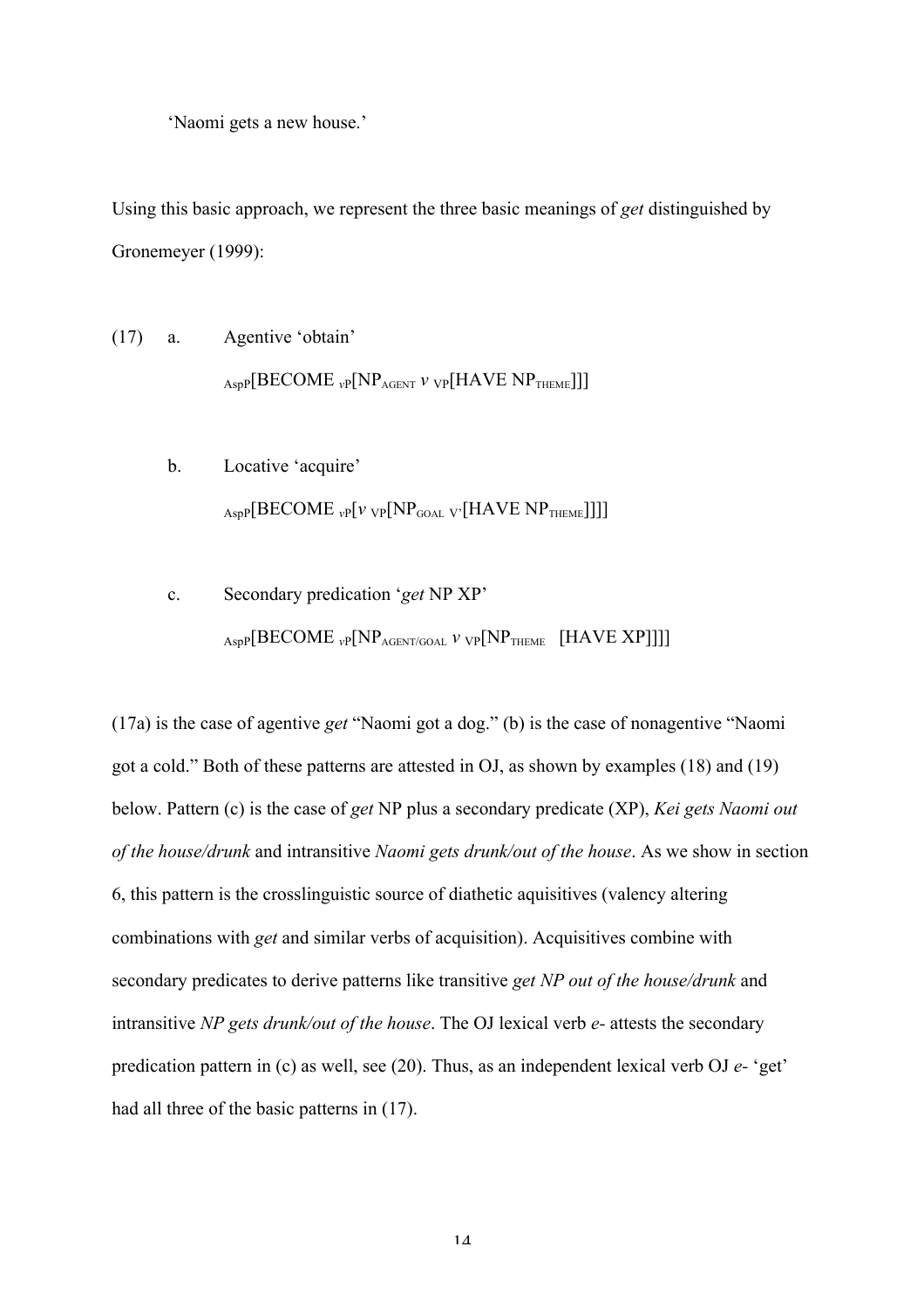'Naomi gets a new house.'

Using this basic approach, we represent the three basic meanings of *get* distinguished by Gronemeyer (1999):

(17) a. Agentive 'obtain'

$_{\text{AspP}}$[BECOME $_{v\text{P}}$[NP$_{\text{AGENT}}$ $v$ $_{\text{VP}}$[HAVE NP$_{\text{THEME}}$]]]

b. Locative 'acquire'

$_{\text{AspP}}$[BECOME $_{v\text{P}}$[$v$ $_{\text{VP}}$[NP$_{\text{GOAL}}$ $_{\text{V'}}$[HAVE NP$_{\text{THEME}}$]]]]

c. Secondary predication '*get* NP XP'

$_{\text{AspP}}$[BECOME $_{v\text{P}}$[NP$_{\text{AGENT/GOAL}}$ $v$ $_{\text{VP}}$[NP$_{\text{THEME}}$ [HAVE XP]]]]

(17a) is the case of agentive *get* "Naomi got a dog." (b) is the case of nonagentive "Naomi got a cold." Both of these patterns are attested in OJ, as shown by examples (18) and (19) below. Pattern (c) is the case of *get* NP plus a secondary predicate (XP), *Kei gets Naomi out of the house/drunk* and intransitive *Naomi gets drunk/out of the house*. As we show in section 6, this pattern is the crosslinguistic source of diathetic aquisitives (valency altering combinations with *get* and similar verbs of acquisition). Acquisitives combine with secondary predicates to derive patterns like transitive *get NP out of the house/drunk* and intransitive *NP gets drunk/out of the house*. The OJ lexical verb *e-* attests the secondary predication pattern in (c) as well, see (20). Thus, as an independent lexical verb OJ *e-* 'get' had all three of the basic patterns in (17).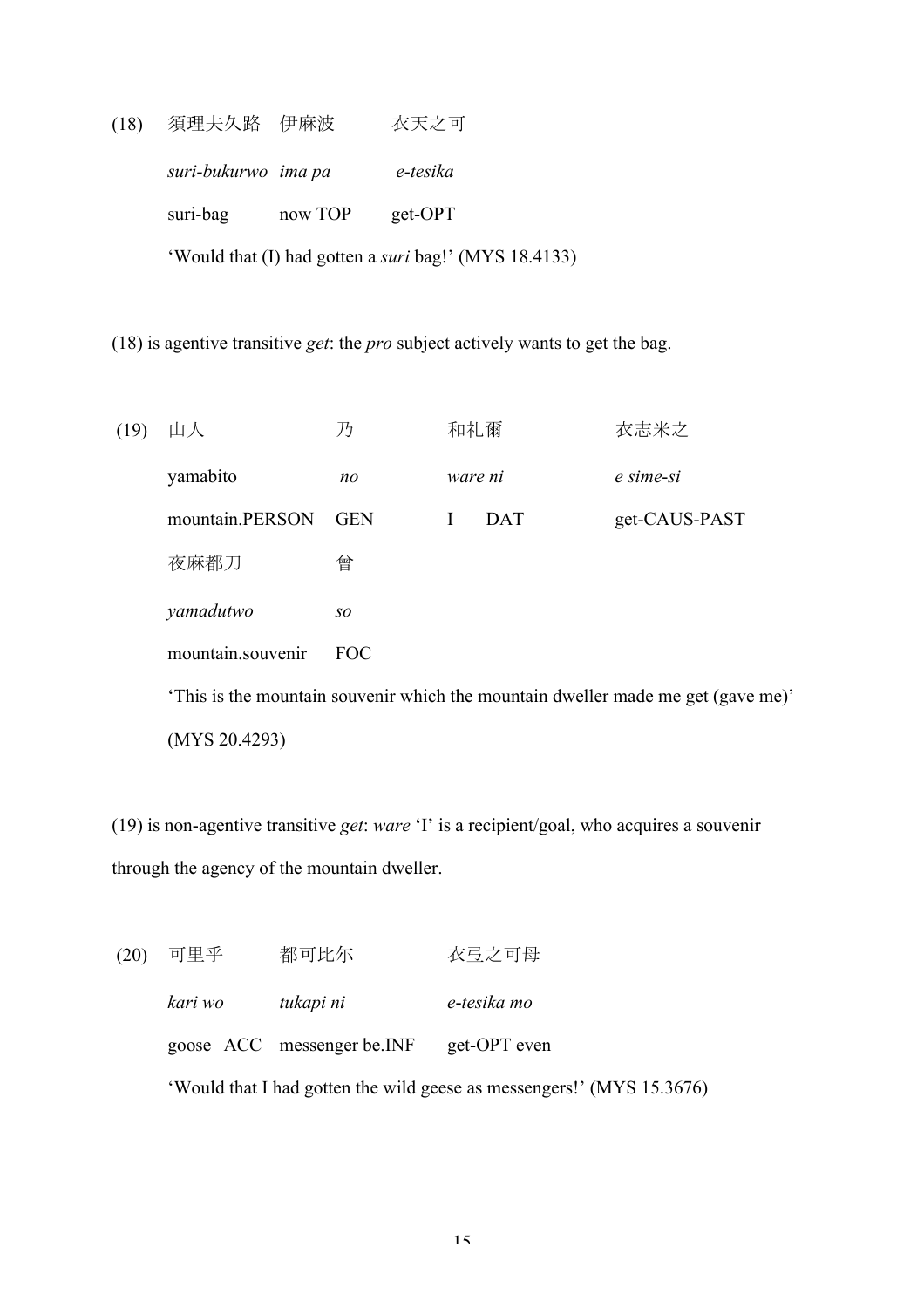(18) 須理夫久路 伊麻波 衣天之可

*suri-bukurwo ima pa e-tesika*

suri-bag now TOP get-OPT

'Would that (I) had gotten a *suri* bag!' (MYS 18.4133)

(18) is agentive transitive *get*: the *pro* subject actively wants to get the bag.

(19) 山人 乃 和礼爾 衣志米之

yamabito *no* *ware ni* *e sime-si*

mountain.PERSON GEN I DAT get-CAUS-PAST

夜麻都刀 曾

*yamadutwo* *so*

mountain.souvenir FOC

'This is the mountain souvenir which the mountain dweller made me get (gave me)' (MYS 20.4293)

(19) is non-agentive transitive *get*: *ware* 'I' is a recipient/goal, who acquires a souvenir through the agency of the mountain dweller.

(20) 可里乎 都可比尓 衣弖之可母

*kari wo* *tukapi ni* *e-tesika mo*

goose ACC messenger be.INF get-OPT even

'Would that I had gotten the wild geese as messengers!' (MYS 15.3676)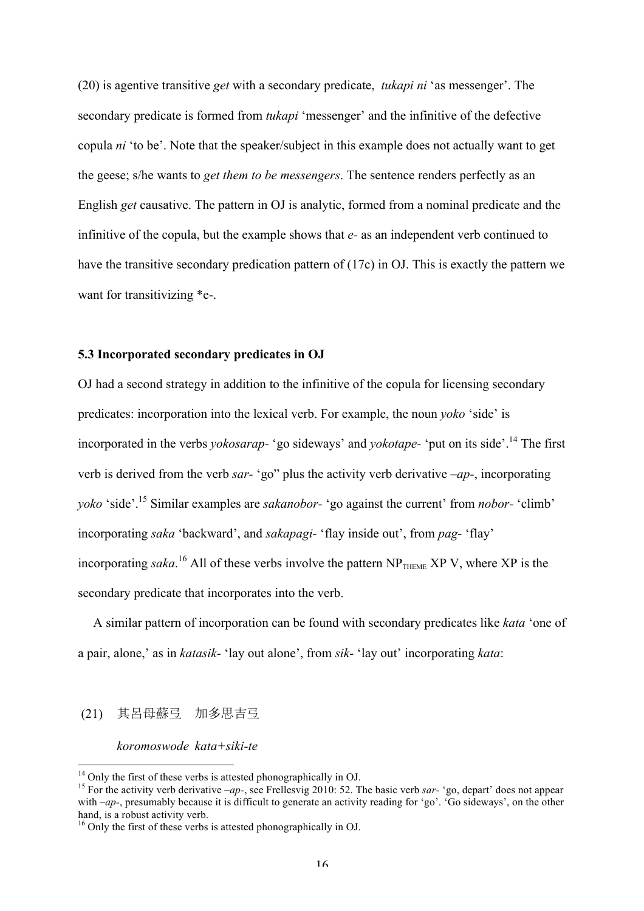(20) is agentive transitive *get* with a secondary predicate, *tukapi ni* 'as messenger'. The secondary predicate is formed from *tukapi* 'messenger' and the infinitive of the defective copula *ni* 'to be'. Note that the speaker/subject in this example does not actually want to get the geese; s/he wants to *get them to be messengers*. The sentence renders perfectly as an English *get* causative. The pattern in OJ is analytic, formed from a nominal predicate and the infinitive of the copula, but the example shows that *e-* as an independent verb continued to have the transitive secondary predication pattern of (17c) in OJ. This is exactly the pattern we want for transitivizing \*e-.

### 5.3 Incorporated secondary predicates in OJ

OJ had a second strategy in addition to the infinitive of the copula for licensing secondary predicates: incorporation into the lexical verb. For example, the noun *yoko* 'side' is incorporated in the verbs *yokosarap-* 'go sideways' and *yokotape-* 'put on its side'.[14] The first verb is derived from the verb *sar-* 'go" plus the activity verb derivative *–ap-*, incorporating *yoko* 'side'.[15] Similar examples are *sakanobor-* 'go against the current' from *nobor-* 'climb' incorporating *saka* 'backward', and *sakapagi-* 'flay inside out', from *pag-* 'flay' incorporating *saka*.[16] All of these verbs involve the pattern $NP_{THEME}$ XP V, where XP is the secondary predicate that incorporates into the verb.

A similar pattern of incorporation can be found with secondary predicates like *kata* 'one of a pair, alone,' as in *katasik-* 'lay out alone', from *sik-* 'lay out' incorporating *kata*:

(21) 其呂母蘇弖　加多思吉弖

*koromoswode kata+siki-te*

---

[14] Only the first of these verbs is attested phonographically in OJ.

[15] For the activity verb derivative *–ap-*, see Frellesvig 2010: 52. The basic verb *sar-* 'go, depart' does not appear with *–ap-*, presumably because it is difficult to generate an activity reading for 'go'. 'Go sideways', on the other hand, is a robust activity verb.

[16] Only the first of these verbs is attested phonographically in OJ.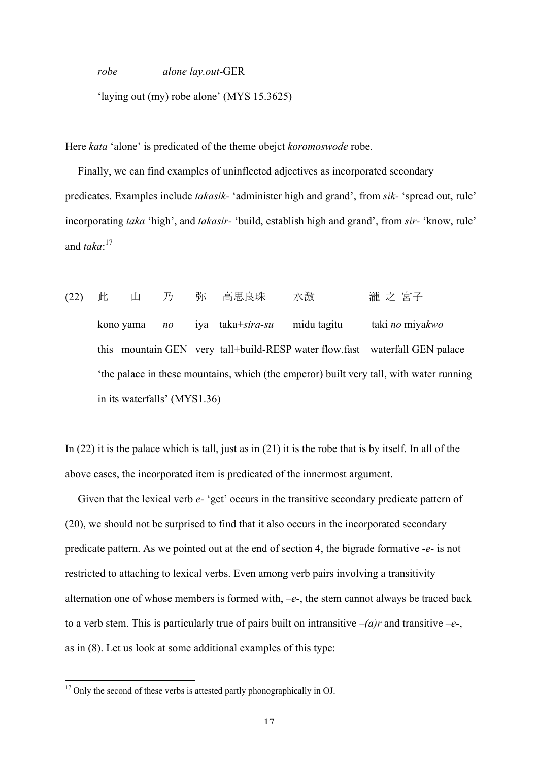*robe* *alone lay.out*-GER

'laying out (my) robe alone' (MYS 15.3625)

Here *kata* 'alone' is predicated of the theme obejct *koromoswode* robe.

Finally, we can find examples of uninflected adjectives as incorporated secondary predicates. Examples include *takasik*- 'administer high and grand', from *sik*- 'spread out, rule' incorporating *taka* 'high', and *takasir*- 'build, establish high and grand', from *sir*- 'know, rule' and *taka*:[17]

(22) 此 山 乃 弥 高思良珠 水激 瀧 之 宮子

kono yama *no* iya taka+*sira-su* midu tagitu taki *no* miya*kwo*

this mountain GEN very tall+build-RESP water flow.fast waterfall GEN palace

'the palace in these mountains, which (the emperor) built very tall, with water running in its waterfalls' (MYS1.36)

In (22) it is the palace which is tall, just as in (21) it is the robe that is by itself. In all of the above cases, the incorporated item is predicated of the innermost argument.

Given that the lexical verb *e*- 'get' occurs in the transitive secondary predicate pattern of (20), we should not be surprised to find that it also occurs in the incorporated secondary predicate pattern. As we pointed out at the end of section 4, the bigrade formative *-e-* is not restricted to attaching to lexical verbs. Even among verb pairs involving a transitivity alternation one of whose members is formed with, *–e-*, the stem cannot always be traced back to a verb stem. This is particularly true of pairs built on intransitive *–(a)r* and transitive *–e-*, as in (8). Let us look at some additional examples of this type:

[17] Only the second of these verbs is attested partly phonographically in OJ.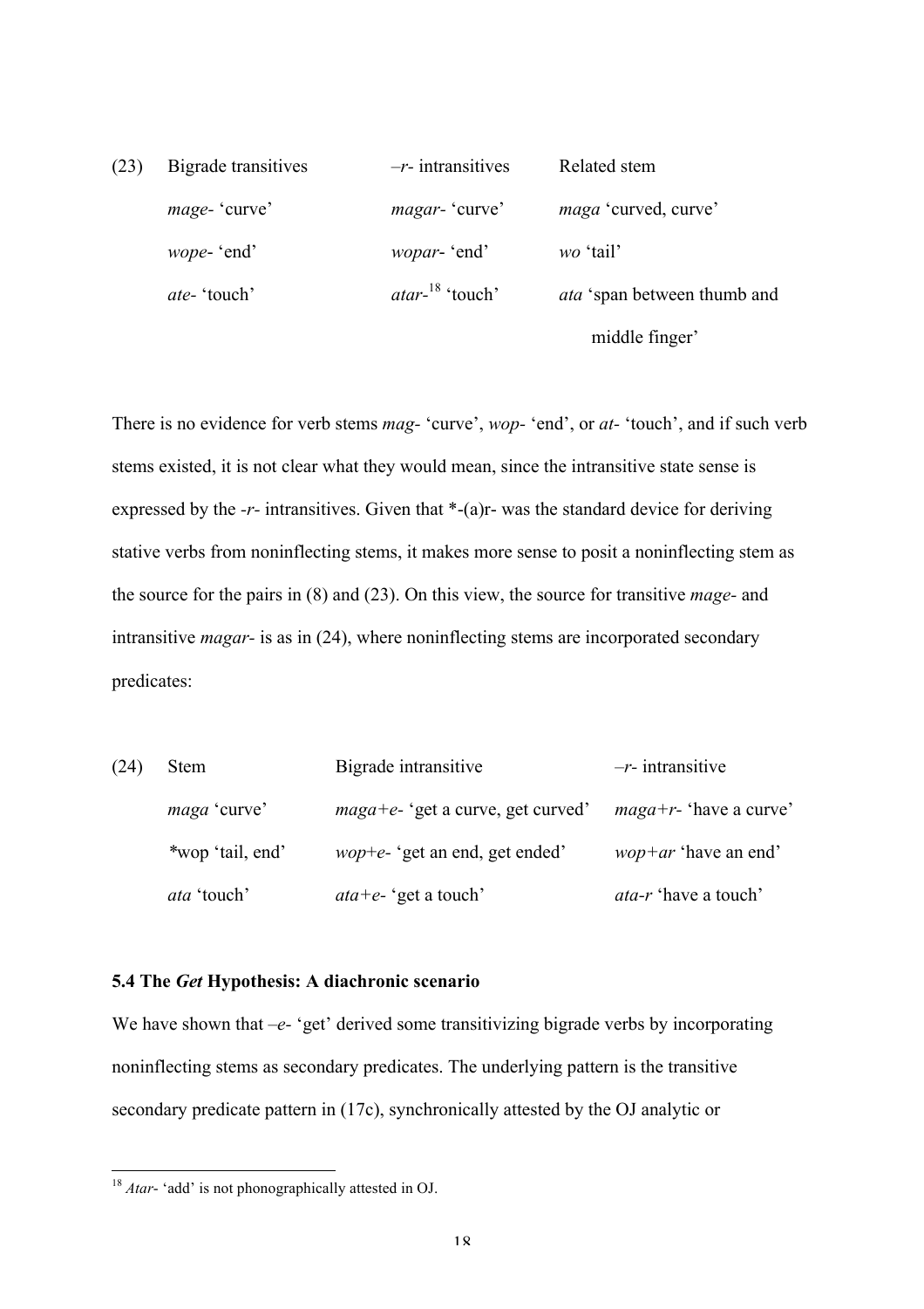(23)

| Bigrade transitives | –*r*- intransitives | Related stem |
|---|---|---|
| *mage*- 'curve' | *magar*- 'curve' | *maga* 'curved, curve' |
| *wope*- 'end' | *wopar*- 'end' | *wo* 'tail' |
| *ate*- 'touch' | *atar*-[18] 'touch' | *ata* 'span between thumb and middle finger' |

There is no evidence for verb stems *mag*- 'curve', *wop*- 'end', or *at*- 'touch', and if such verb stems existed, it is not clear what they would mean, since the intransitive state sense is expressed by the -*r*- intransitives. Given that *-(a)r- was the standard device for deriving stative verbs from noninflecting stems, it makes more sense to posit a noninflecting stem as the source for the pairs in (8) and (23). On this view, the source for transitive *mage*- and intransitive *magar*- is as in (24), where noninflecting stems are incorporated secondary predicates:

(24)

| Stem | Bigrade intransitive | –*r*- intransitive |
|---|---|---|
| *maga* 'curve' | *maga+e*- 'get a curve, get curved' | *maga+r*- 'have a curve' |
| *wop 'tail, end' | *wop+e*- 'get an end, get ended' | *wop+ar* 'have an end' |
| *ata* 'touch' | *ata+e*- 'get a touch' | *ata-r* 'have a touch' |

**5.4 The *Get* Hypothesis: A diachronic scenario**

We have shown that –*e*- 'get' derived some transitivizing bigrade verbs by incorporating noninflecting stems as secondary predicates. The underlying pattern is the transitive secondary predicate pattern in (17c), synchronically attested by the OJ analytic or

[18] *Atar*- 'add' is not phonographically attested in OJ.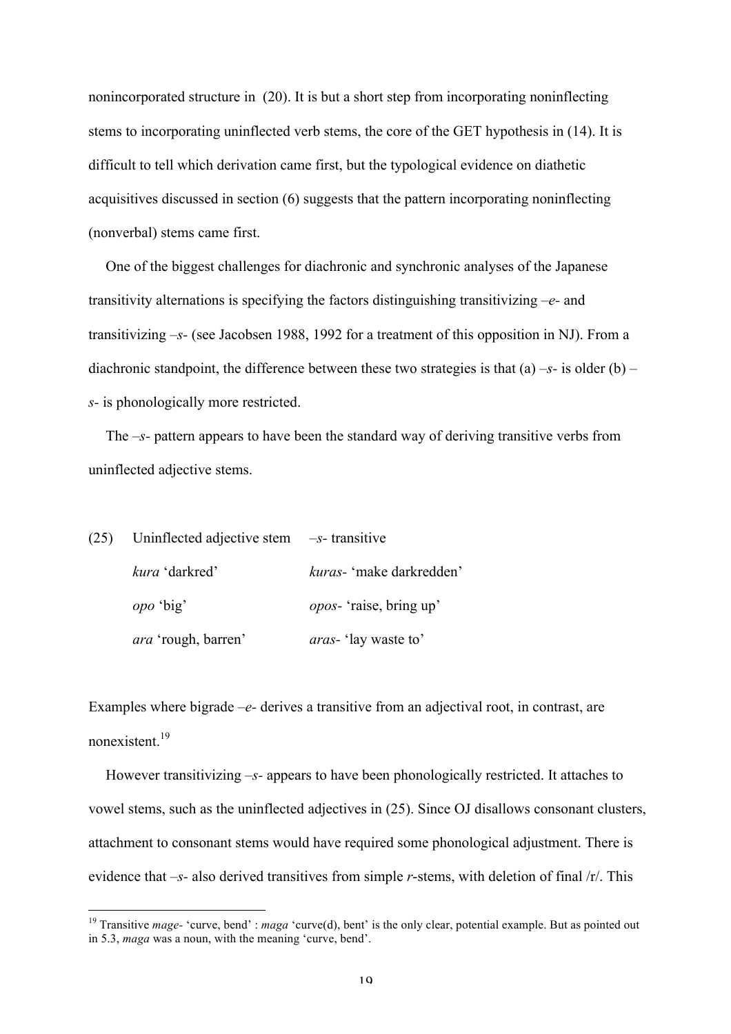nonincorporated structure in (20). It is but a short step from incorporating noninflecting stems to incorporating uninflected verb stems, the core of the GET hypothesis in (14). It is difficult to tell which derivation came first, but the typological evidence on diathetic acquisitives discussed in section (6) suggests that the pattern incorporating noninflecting (nonverbal) stems came first.

One of the biggest challenges for diachronic and synchronic analyses of the Japanese transitivity alternations is specifying the factors distinguishing transitivizing *–e-* and transitivizing *–s-* (see Jacobsen 1988, 1992 for a treatment of this opposition in NJ). From a diachronic standpoint, the difference between these two strategies is that (a) *–s-* is older (b) *–s-* is phonologically more restricted.

The *–s-* pattern appears to have been the standard way of deriving transitive verbs from uninflected adjective stems.

| (25) | Uninflected adjective stem | *–s-* transitive |
|---|---|---|
| | *kura* 'darkred' | *kuras-* 'make darkredden' |
| | *opo* 'big' | *opos-* 'raise, bring up' |
| | *ara* 'rough, barren' | *aras-* 'lay waste to' |

Examples where bigrade *–e-* derives a transitive from an adjectival root, in contrast, are nonexistent.[19]

However transitivizing *–s-* appears to have been phonologically restricted. It attaches to vowel stems, such as the uninflected adjectives in (25). Since OJ disallows consonant clusters, attachment to consonant stems would have required some phonological adjustment. There is evidence that *–s-* also derived transitives from simple *r*-stems, with deletion of final /r/. This

[19] Transitive *mage-* 'curve, bend' : *maga* 'curve(d), bent' is the only clear, potential example. But as pointed out in 5.3, *maga* was a noun, with the meaning 'curve, bend'.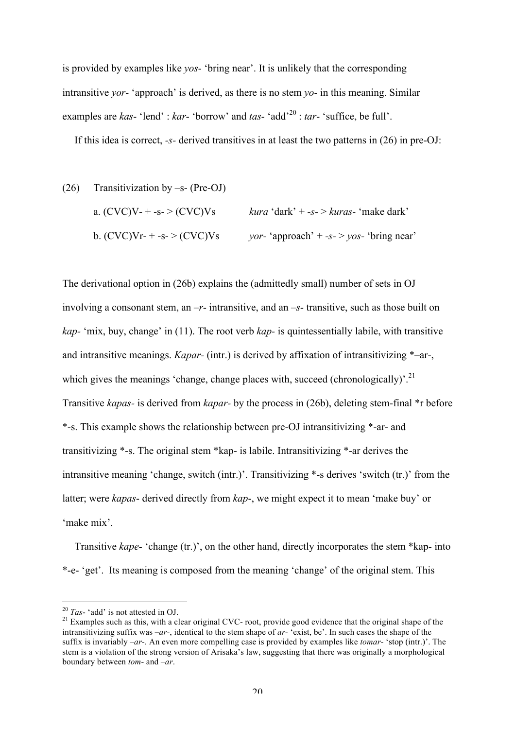is provided by examples like *yos-* 'bring near'. It is unlikely that the corresponding intransitive *yor-* 'approach' is derived, as there is no stem *yo-* in this meaning. Similar examples are *kas-* 'lend' : *kar-* 'borrow' and *tas-* 'add'[20] : *tar-* 'suffice, be full'.

If this idea is correct, *-s-* derived transitives in at least the two patterns in (26) in pre-OJ:

(26) Transitivization by –s- (Pre-OJ)

a. (CVC)V- + -s- > (CVC)Vs    *kura* 'dark' + *-s-* > *kuras-* 'make dark'

b. (CVC)Vr- + -s- > (CVC)Vs    *yor-* 'approach' + *-s-* > *yos-* 'bring near'

The derivational option in (26b) explains the (admittedly small) number of sets in OJ involving a consonant stem, an *–r-* intransitive, and an *–s-* transitive, such as those built on *kap-* 'mix, buy, change' in (11). The root verb *kap-* is quintessentially labile, with transitive and intransitive meanings. *Kapar-* (intr.) is derived by affixation of intransitivizing *–ar-, which gives the meanings 'change, change places with, succeed (chronologically)'.[21] Transitive *kapas-* is derived from *kapar-* by the process in (26b), deleting stem-final *r before *-s. This example shows the relationship between pre-OJ intransitivizing *-ar- and transitivizing *-s. The original stem *kap- is labile. Intransitivizing *-ar derives the intransitive meaning 'change, switch (intr.)'. Transitivizing *-s derives 'switch (tr.)' from the latter; were *kapas-* derived directly from *kap-*, we might expect it to mean 'make buy' or 'make mix'.

Transitive *kape-* 'change (tr.)', on the other hand, directly incorporates the stem *kap- into *-e- 'get'. Its meaning is composed from the meaning 'change' of the original stem. This

---

[20] *Tas-* 'add' is not attested in OJ.

[21] Examples such as this, with a clear original CVC- root, provide good evidence that the original shape of the intransitivizing suffix was *–ar-*, identical to the stem shape of *ar-* 'exist, be'. In such cases the shape of the suffix is invariably *–ar-*. An even more compelling case is provided by examples like *tomar-* 'stop (intr.)'. The stem is a violation of the strong version of Arisaka's law, suggesting that there was originally a morphological boundary between *tom-* and *–ar*.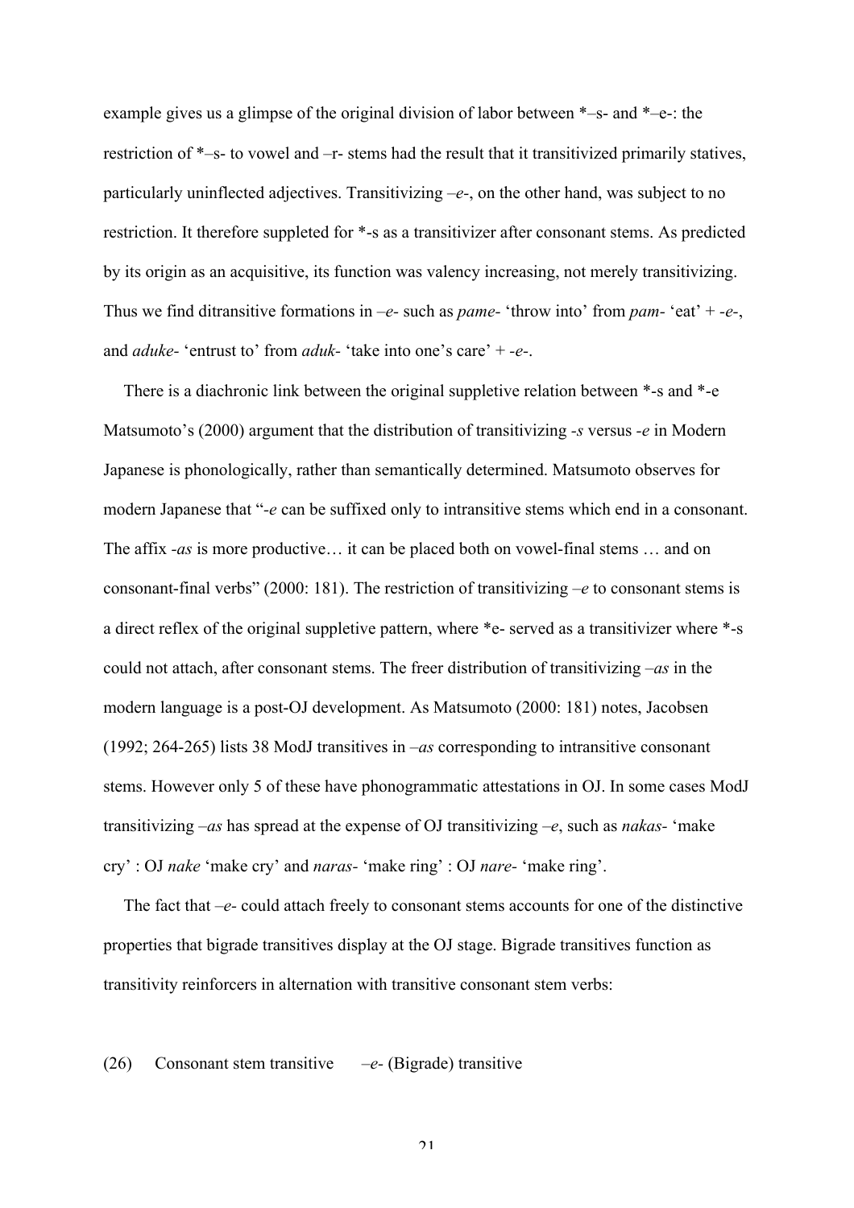example gives us a glimpse of the original division of labor between *–s- and *–e-: the restriction of *–s- to vowel and –r- stems had the result that it transitivized primarily statives, particularly uninflected adjectives. Transitivizing –*e*-, on the other hand, was subject to no restriction. It therefore suppleted for *-s as a transitivizer after consonant stems. As predicted by its origin as an acquisitive, its function was valency increasing, not merely transitivizing. Thus we find ditransitive formations in –*e*- such as *pame*- 'throw into' from *pam*- 'eat' + -*e*-, and *aduke*- 'entrust to' from *aduk*- 'take into one's care' + -*e*-.

There is a diachronic link between the original suppletive relation between *-s and *-e Matsumoto's (2000) argument that the distribution of transitivizing -*s* versus -*e* in Modern Japanese is phonologically, rather than semantically determined. Matsumoto observes for modern Japanese that "-*e* can be suffixed only to intransitive stems which end in a consonant. The affix -*as* is more productive… it can be placed both on vowel-final stems … and on consonant-final verbs" (2000: 181). The restriction of transitivizing –*e* to consonant stems is a direct reflex of the original suppletive pattern, where *e- served as a transitivizer where *-s could not attach, after consonant stems. The freer distribution of transitivizing –*as* in the modern language is a post-OJ development. As Matsumoto (2000: 181) notes, Jacobsen (1992; 264-265) lists 38 ModJ transitives in –*as* corresponding to intransitive consonant stems. However only 5 of these have phonogrammatic attestations in OJ. In some cases ModJ transitivizing –*as* has spread at the expense of OJ transitivizing –*e*, such as *nakas*- 'make cry' : OJ *nake* 'make cry' and *naras*- 'make ring' : OJ *nare*- 'make ring'.

The fact that –*e*- could attach freely to consonant stems accounts for one of the distinctive properties that bigrade transitives display at the OJ stage. Bigrade transitives function as transitivity reinforcers in alternation with transitive consonant stem verbs:

(26) Consonant stem transitive –*e*- (Bigrade) transitive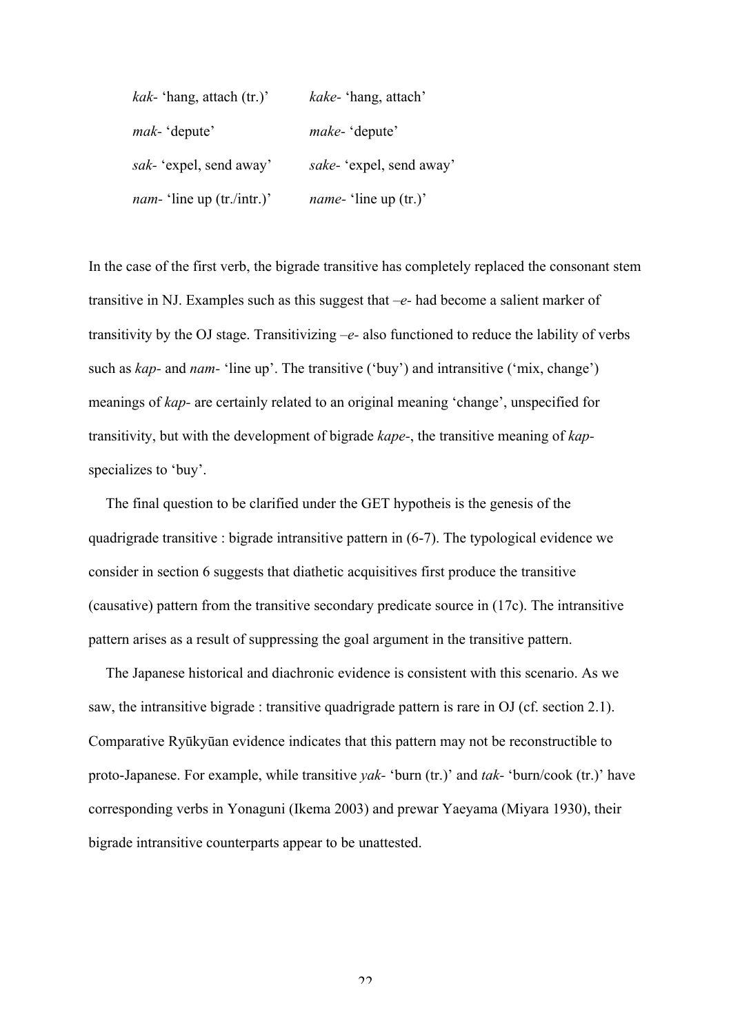| | |
|---|---|
| *kak-* 'hang, attach (tr.)' | *kake-* 'hang, attach' |
| *mak-* 'depute' | *make-* 'depute' |
| *sak-* 'expel, send away' | *sake-* 'expel, send away' |
| *nam-* 'line up (tr./intr.)' | *name-* 'line up (tr.)' |

In the case of the first verb, the bigrade transitive has completely replaced the consonant stem transitive in NJ. Examples such as this suggest that *–e-* had become a salient marker of transitivity by the OJ stage. Transitivizing *–e-* also functioned to reduce the lability of verbs such as *kap-* and *nam-* 'line up'. The transitive ('buy') and intransitive ('mix, change') meanings of *kap-* are certainly related to an original meaning 'change', unspecified for transitivity, but with the development of bigrade *kape-*, the transitive meaning of *kap-* specializes to 'buy'.

The final question to be clarified under the GET hypotheis is the genesis of the quadrigrade transitive : bigrade intransitive pattern in (6-7). The typological evidence we consider in section 6 suggests that diathetic acquisitives first produce the transitive (causative) pattern from the transitive secondary predicate source in (17c). The intransitive pattern arises as a result of suppressing the goal argument in the transitive pattern.

The Japanese historical and diachronic evidence is consistent with this scenario. As we saw, the intransitive bigrade : transitive quadrigrade pattern is rare in OJ (cf. section 2.1). Comparative Ryūkyūan evidence indicates that this pattern may not be reconstructible to proto-Japanese. For example, while transitive *yak-* 'burn (tr.)' and *tak-* 'burn/cook (tr.)' have corresponding verbs in Yonaguni (Ikema 2003) and prewar Yaeyama (Miyara 1930), their bigrade intransitive counterparts appear to be unattested.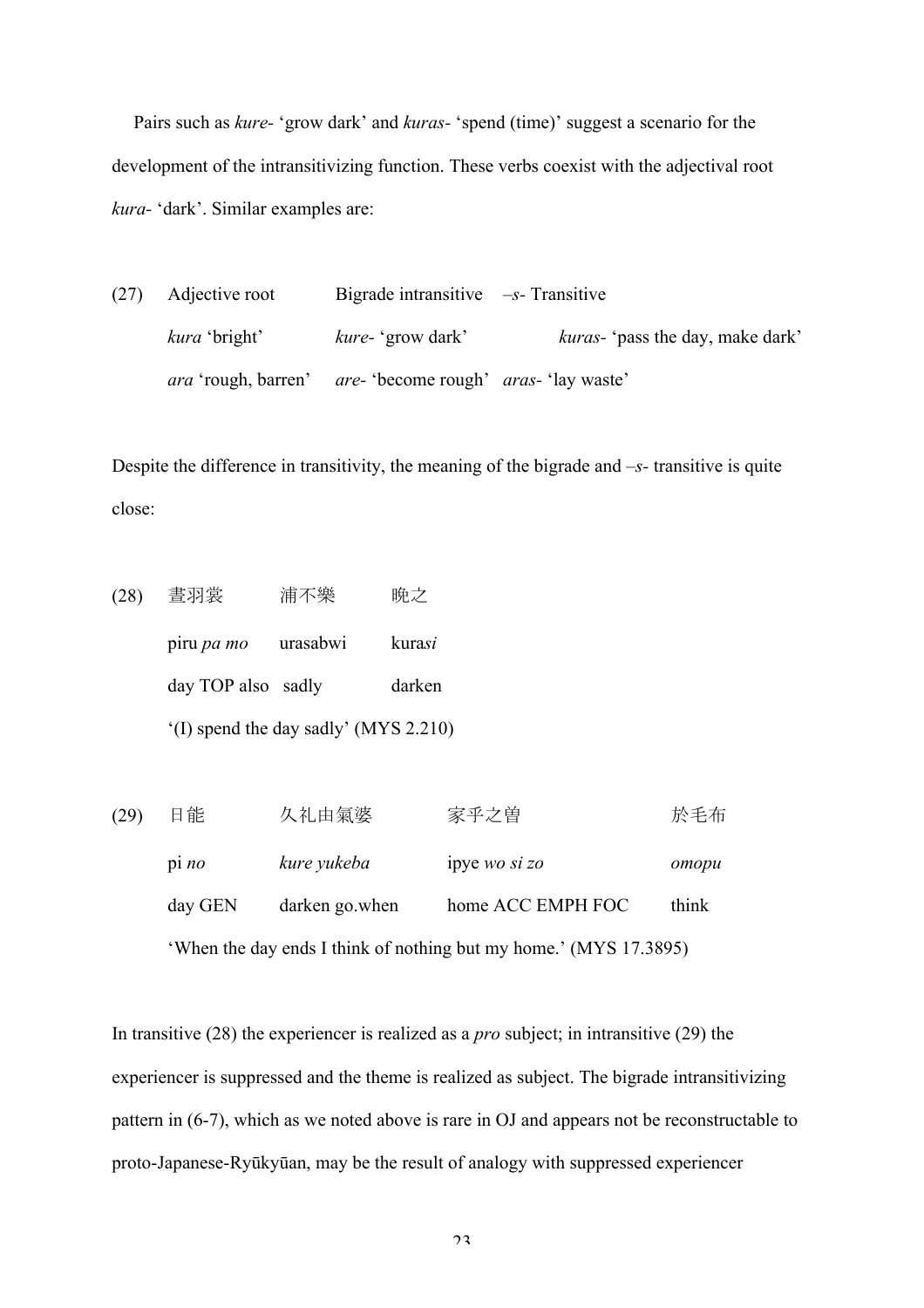Pairs such as *kure-* 'grow dark' and *kuras-* 'spend (time)' suggest a scenario for the development of the intransitivizing function. These verbs coexist with the adjectival root *kura-* 'dark'. Similar examples are:

(27)

| Adjective root | Bigrade intransitive | *–s-* Transitive |
|---|---|---|
| *kura* 'bright' | *kure-* 'grow dark' | *kuras-* 'pass the day, make dark' |
| *ara* 'rough, barren' | *are-* 'become rough' | *aras-* 'lay waste' |

Despite the difference in transitivity, the meaning of the bigrade and *–s-* transitive is quite close:

(28)

| 晝羽裳 | 浦不樂 | 晚之 |
|---|---|---|
| piru *pa mo* | urasabwi | kura*si* |
| day TOP also | sadly | darken |

'(I) spend the day sadly' (MYS 2.210)

(29)

| 日能 | 久礼由氣婆 | 家乎之曽 | 於毛布 |
|---|---|---|---|
| pi *no* | *kure yukeba* | ipye *wo si zo* | *omopu* |
| day GEN | darken go.when | home ACC EMPH FOC | think |

'When the day ends I think of nothing but my home.' (MYS 17.3895)

In transitive (28) the experiencer is realized as a *pro* subject; in intransitive (29) the experiencer is suppressed and the theme is realized as subject. The bigrade intransitivizing pattern in (6-7), which as we noted above is rare in OJ and appears not be reconstructable to proto-Japanese-Ryūkyūan, may be the result of analogy with suppressed experiencer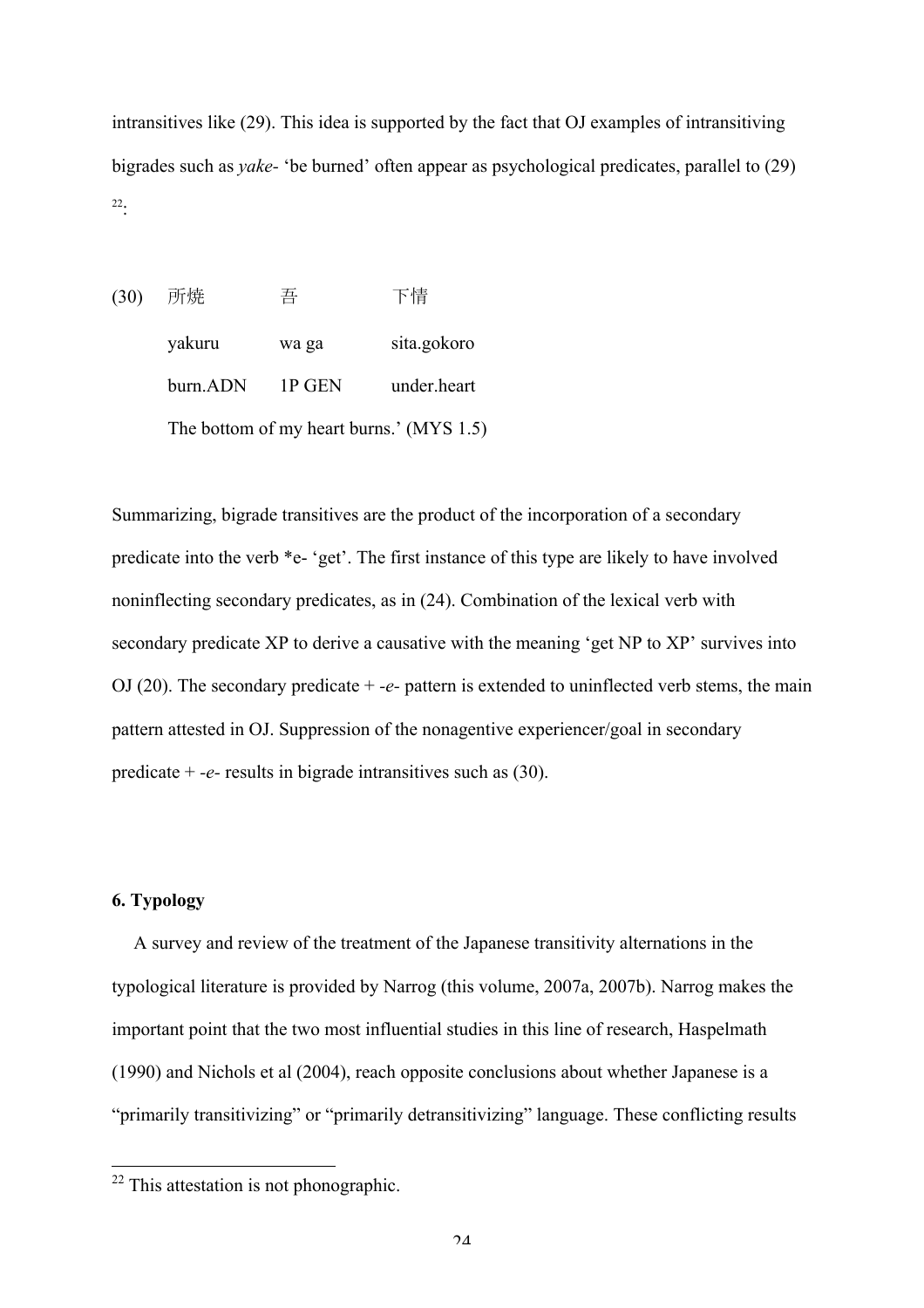intransitives like (29). This idea is supported by the fact that OJ examples of intransitiving bigrades such as *yake-* 'be burned' often appear as psychological predicates, parallel to (29)[22]:

(30) 所焼 吾 下情

| | | |
|---|---|---|
| 所焼 | 吾 | 下情 |
| yakuru | wa ga | sita.gokoro |
| burn.ADN | 1P GEN | under.heart |

The bottom of my heart burns.' (MYS 1.5)

Summarizing, bigrade transitives are the product of the incorporation of a secondary predicate into the verb *e- 'get'. The first instance of this type are likely to have involved noninflecting secondary predicates, as in (24). Combination of the lexical verb with secondary predicate XP to derive a causative with the meaning 'get NP to XP' survives into OJ (20). The secondary predicate + *-e-* pattern is extended to uninflected verb stems, the main pattern attested in OJ. Suppression of the nonagentive experiencer/goal in secondary predicate + *-e-* results in bigrade intransitives such as (30).

## 6. Typology

A survey and review of the treatment of the Japanese transitivity alternations in the typological literature is provided by Narrog (this volume, 2007a, 2007b). Narrog makes the important point that the two most influential studies in this line of research, Haspelmath (1990) and Nichols et al (2004), reach opposite conclusions about whether Japanese is a "primarily transitivizing" or "primarily detransitivizing" language. These conflicting results

[22] This attestation is not phonographic.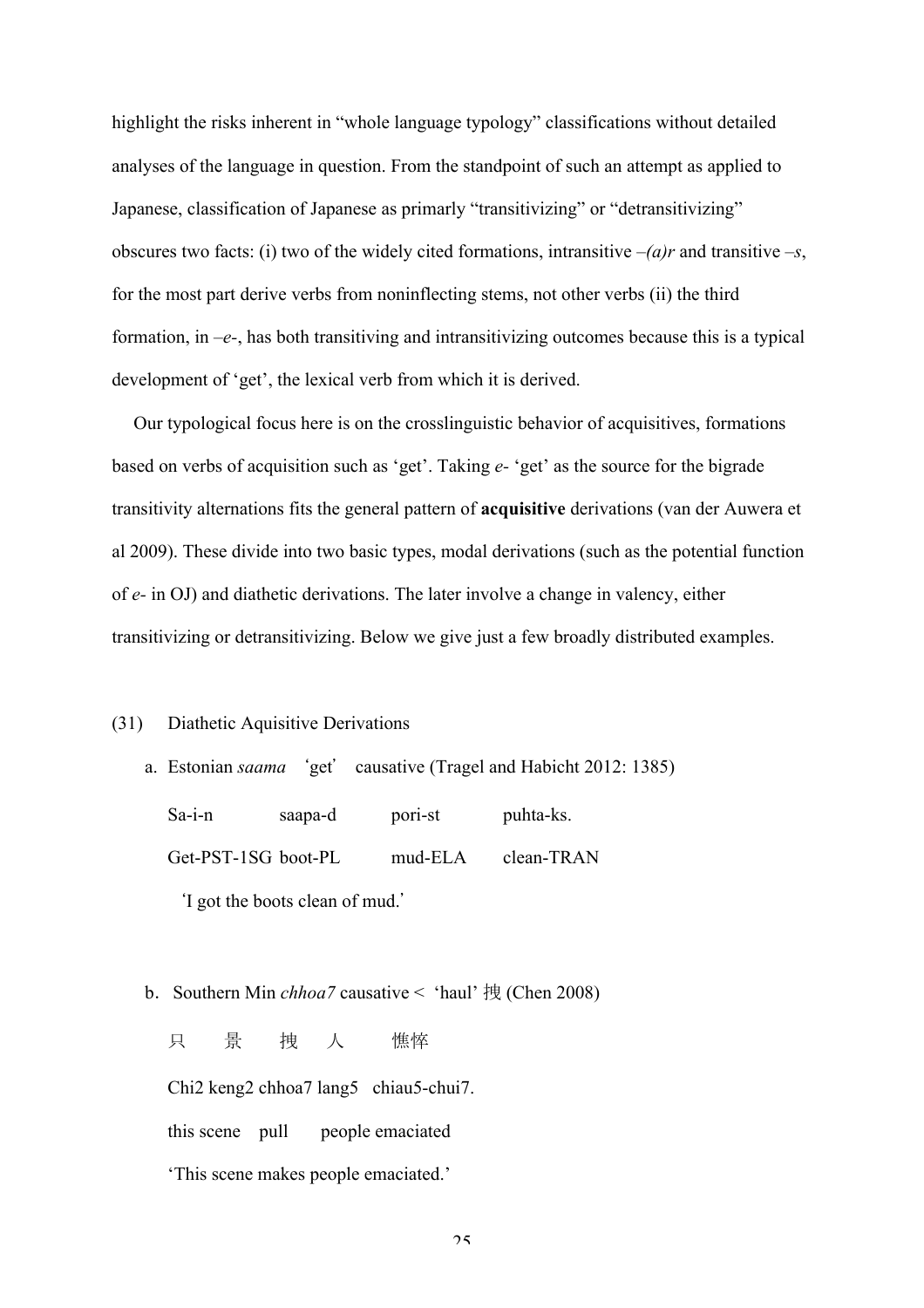highlight the risks inherent in "whole language typology" classifications without detailed analyses of the language in question. From the standpoint of such an attempt as applied to Japanese, classification of Japanese as primarly "transitivizing" or "detransitivizing" obscures two facts: (i) two of the widely cited formations, intransitive *–(a)r* and transitive *–s*, for the most part derive verbs from noninflecting stems, not other verbs (ii) the third formation, in *–e-*, has both transitiving and intransitivizing outcomes because this is a typical development of 'get', the lexical verb from which it is derived.

Our typological focus here is on the crosslinguistic behavior of acquisitives, formations based on verbs of acquisition such as 'get'. Taking *e-* 'get' as the source for the bigrade transitivity alternations fits the general pattern of **acquisitive** derivations (van der Auwera et al 2009). These divide into two basic types, modal derivations (such as the potential function of *e-* in OJ) and diathetic derivations. The later involve a change in valency, either transitivizing or detransitivizing. Below we give just a few broadly distributed examples.

(31) Diathetic Aquisitive Derivations

a. Estonian *saama* 'get' causative (Tragel and Habicht 2012: 1385)

Sa-i-n saapa-d pori-st puhta-ks.

Get-PST-1SG boot-PL mud-ELA clean-TRAN

'I got the boots clean of mud.'

b. Southern Min *chhoa7* causative < 'haul' 拽 (Chen 2008)

只 景 拽 人 憔悴

Chi2 keng2 chhoa7 lang5 chiau5-chui7.

this scene pull people emaciated

'This scene makes people emaciated.'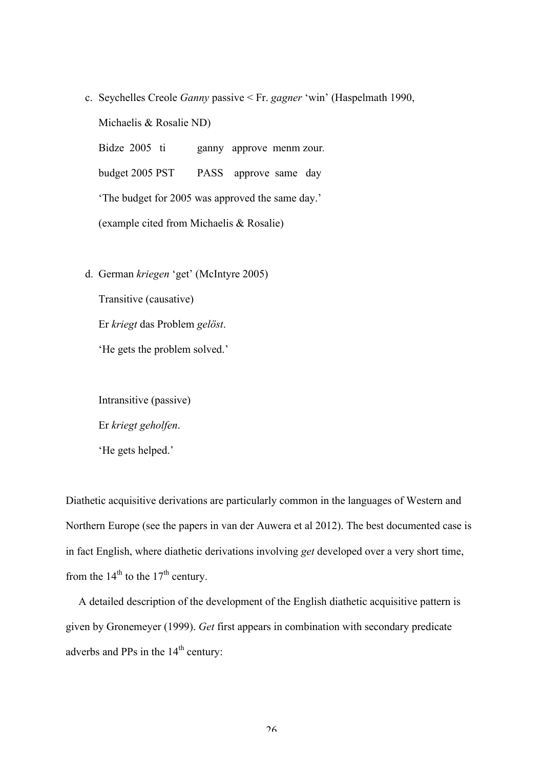c. Seychelles Creole *Ganny* passive < Fr. *gagner* 'win' (Haspelmath 1990, Michaelis & Rosalie ND)

   Bidze 2005 ti ganny approve menm zour.

   budget 2005 PST PASS approve same day

   'The budget for 2005 was approved the same day.'

   (example cited from Michaelis & Rosalie)

d. German *kriegen* 'get' (McIntyre 2005)

   Transitive (causative)

   Er *kriegt* das Problem *gelöst*.

   'He gets the problem solved.'

   Intransitive (passive)

   Er *kriegt geholfen*.

   'He gets helped.'

Diathetic acquisitive derivations are particularly common in the languages of Western and Northern Europe (see the papers in van der Auwera et al 2012). The best documented case is in fact English, where diathetic derivations involving *get* developed over a very short time, from the 14th to the 17th century.

A detailed description of the development of the English diathetic acquisitive pattern is given by Gronemeyer (1999). *Get* first appears in combination with secondary predicate adverbs and PPs in the 14th century: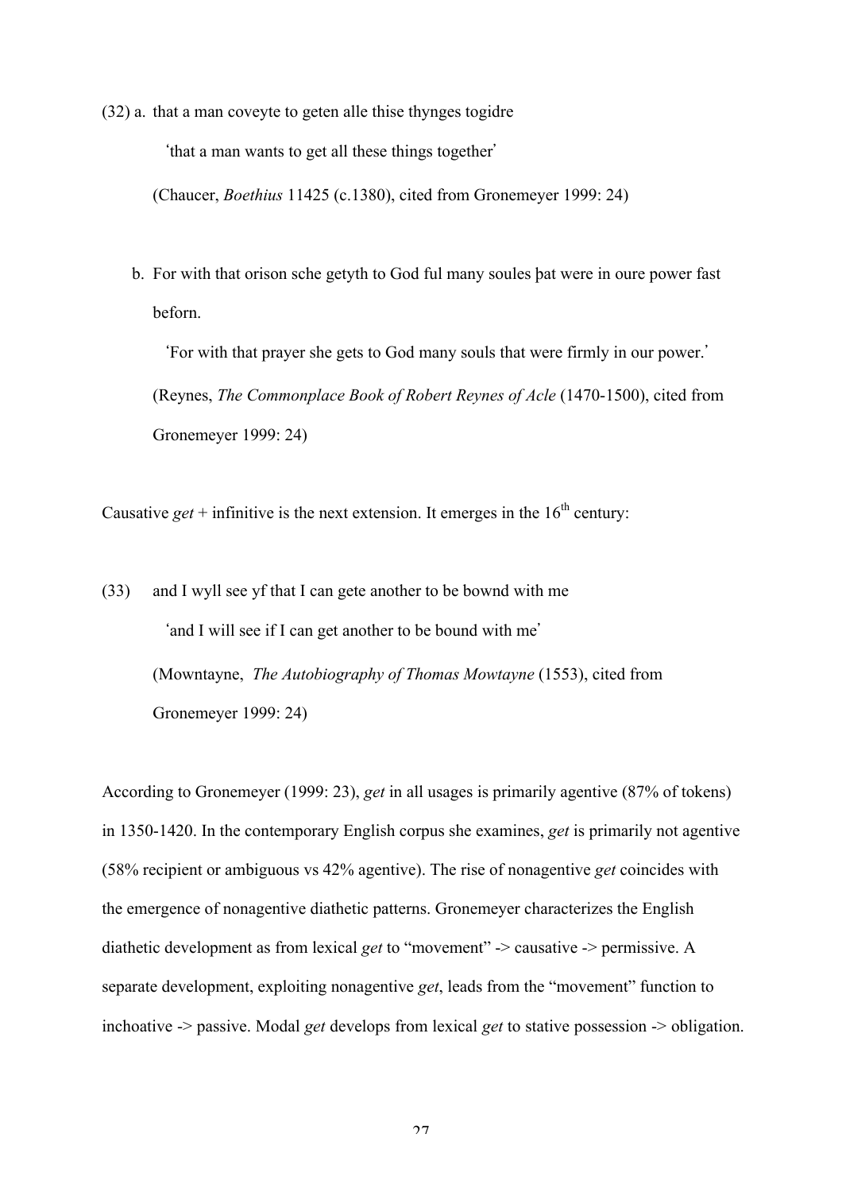(32) a. that a man coveyte to geten alle thise thynges togidre

'that a man wants to get all these things together'

(Chaucer, *Boethius* 11425 (c.1380), cited from Gronemeyer 1999: 24)

b. For with that orison sche getyth to God ful many soules þat were in oure power fast beforn.

'For with that prayer she gets to God many souls that were firmly in our power.'

(Reynes, *The Commonplace Book of Robert Reynes of Acle* (1470-1500), cited from Gronemeyer 1999: 24)

Causative *get* + infinitive is the next extension. It emerges in the 16th century:

(33) and I wyll see yf that I can gete another to be bownd with me

'and I will see if I can get another to be bound with me'

(Mowntayne, *The Autobiography of Thomas Mowtayne* (1553), cited from Gronemeyer 1999: 24)

According to Gronemeyer (1999: 23), *get* in all usages is primarily agentive (87% of tokens) in 1350-1420. In the contemporary English corpus she examines, *get* is primarily not agentive (58% recipient or ambiguous vs 42% agentive). The rise of nonagentive *get* coincides with the emergence of nonagentive diathetic patterns. Gronemeyer characterizes the English diathetic development as from lexical *get* to "movement" -> causative -> permissive. A separate development, exploiting nonagentive *get*, leads from the "movement" function to inchoative -> passive. Modal *get* develops from lexical *get* to stative possession -> obligation.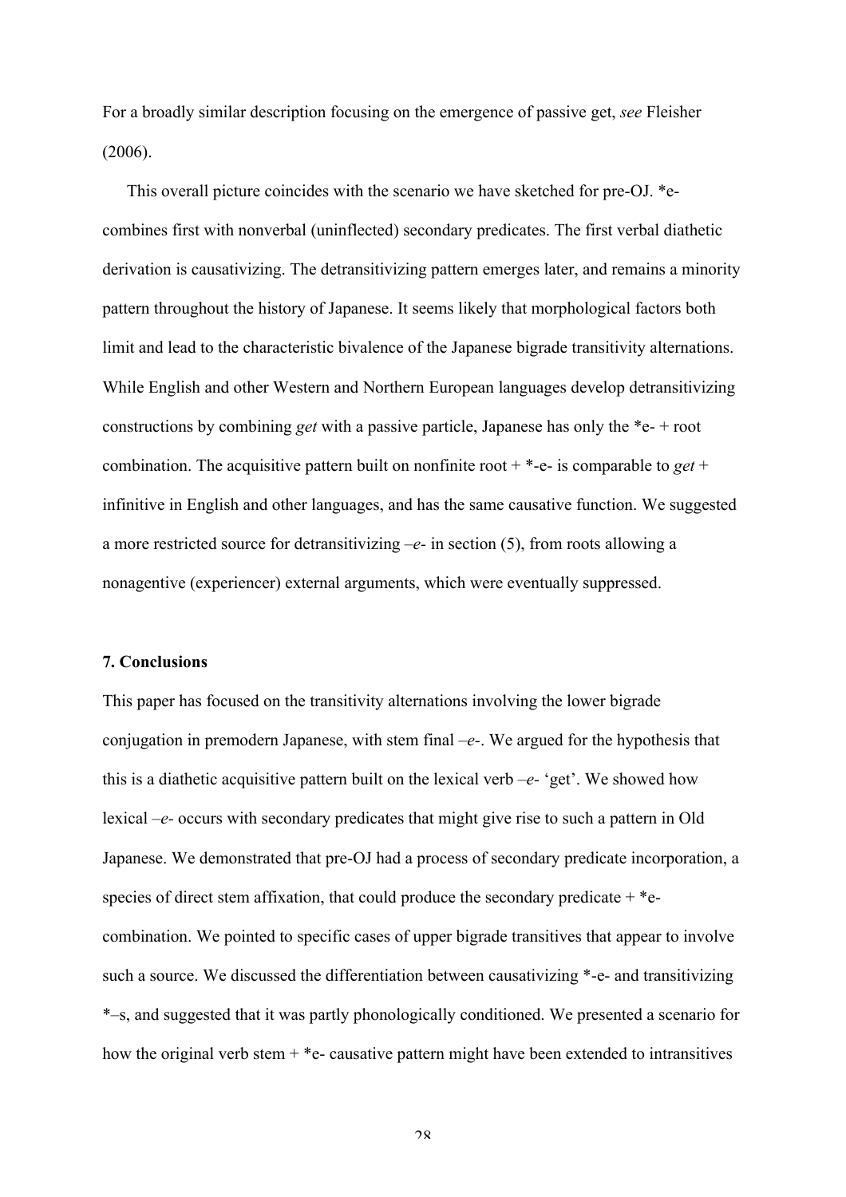For a broadly similar description focusing on the emergence of passive get, *see* Fleisher (2006).

This overall picture coincides with the scenario we have sketched for pre-OJ. *e- combines first with nonverbal (uninflected) secondary predicates. The first verbal diathetic derivation is causativizing. The detransitivizing pattern emerges later, and remains a minority pattern throughout the history of Japanese. It seems likely that morphological factors both limit and lead to the characteristic bivalence of the Japanese bigrade transitivity alternations. While English and other Western and Northern European languages develop detransitivizing constructions by combining *get* with a passive particle, Japanese has only the *e- + root combination. The acquisitive pattern built on nonfinite root + *-e- is comparable to *get* + infinitive in English and other languages, and has the same causative function. We suggested a more restricted source for detransitivizing –*e*- in section (5), from roots allowing a nonagentive (experiencer) external arguments, which were eventually suppressed.

## 7. Conclusions

This paper has focused on the transitivity alternations involving the lower bigrade conjugation in premodern Japanese, with stem final –*e*-. We argued for the hypothesis that this is a diathetic acquisitive pattern built on the lexical verb –*e*- 'get'. We showed how lexical –*e*- occurs with secondary predicates that might give rise to such a pattern in Old Japanese. We demonstrated that pre-OJ had a process of secondary predicate incorporation, a species of direct stem affixation, that could produce the secondary predicate + *e- combination. We pointed to specific cases of upper bigrade transitives that appear to involve such a source. We discussed the differentiation between causativizing *-e- and transitivizing *–s, and suggested that it was partly phonologically conditioned. We presented a scenario for how the original verb stem + *e- causative pattern might have been extended to intransitives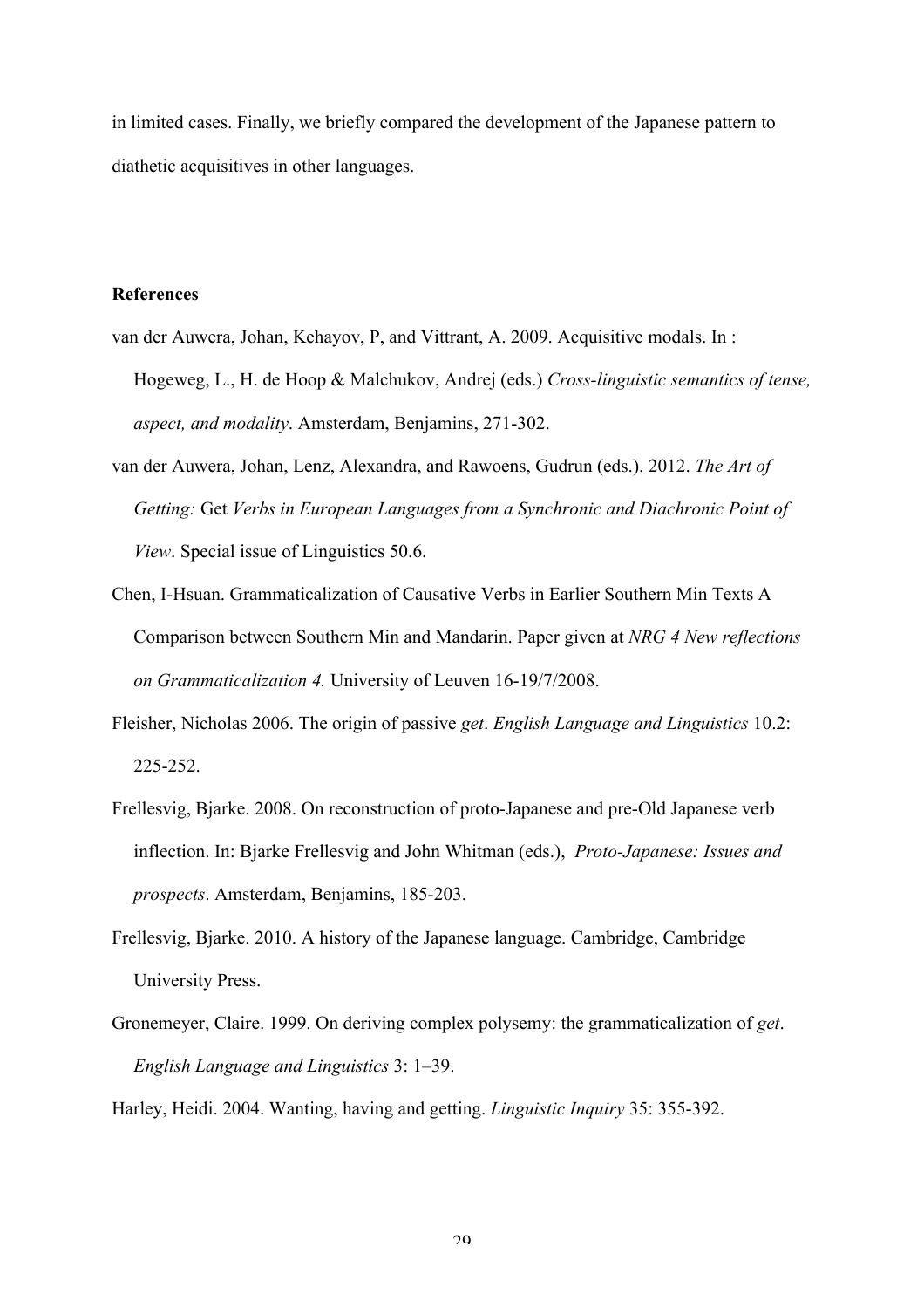in limited cases. Finally, we briefly compared the development of the Japanese pattern to diathetic acquisitives in other languages.

**References**

van der Auwera, Johan, Kehayov, P, and Vittrant, A. 2009. Acquisitive modals. In : Hogeweg, L., H. de Hoop & Malchukov, Andrej (eds.) *Cross-linguistic semantics of tense, aspect, and modality*. Amsterdam, Benjamins, 271-302.

van der Auwera, Johan, Lenz, Alexandra, and Rawoens, Gudrun (eds.). 2012. *The Art of Getting:* Get *Verbs in European Languages from a Synchronic and Diachronic Point of View*. Special issue of Linguistics 50.6.

Chen, I-Hsuan. Grammaticalization of Causative Verbs in Earlier Southern Min Texts A Comparison between Southern Min and Mandarin. Paper given at *NRG 4 New reflections on Grammaticalization 4.* University of Leuven 16-19/7/2008.

Fleisher, Nicholas 2006. The origin of passive *get*. *English Language and Linguistics* 10.2: 225-252.

Frellesvig, Bjarke. 2008. On reconstruction of proto-Japanese and pre-Old Japanese verb inflection. In: Bjarke Frellesvig and John Whitman (eds.), *Proto-Japanese: Issues and prospects*. Amsterdam, Benjamins, 185-203.

Frellesvig, Bjarke. 2010. A history of the Japanese language. Cambridge, Cambridge University Press.

Gronemeyer, Claire. 1999. On deriving complex polysemy: the grammaticalization of *get*. *English Language and Linguistics* 3: 1–39.

Harley, Heidi. 2004. Wanting, having and getting. *Linguistic Inquiry* 35: 355-392.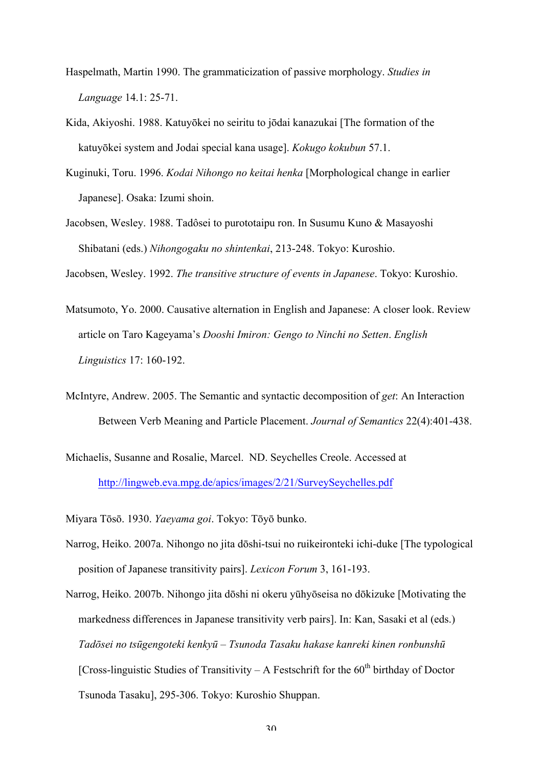Haspelmath, Martin 1990. The grammaticization of passive morphology. *Studies in Language* 14.1: 25-71.

Kida, Akiyoshi. 1988. Katuyōkei no seiritu to jōdai kanazukai [The formation of the katuyōkei system and Jodai special kana usage]. *Kokugo kokubun* 57.1.

Kuginuki, Toru. 1996. *Kodai Nihongo no keitai henka* [Morphological change in earlier Japanese]. Osaka: Izumi shoin.

Jacobsen, Wesley. 1988. Tadôsei to purototaipu ron. In Susumu Kuno & Masayoshi Shibatani (eds.) *Nihongogaku no shintenkai*, 213-248. Tokyo: Kuroshio.

Jacobsen, Wesley. 1992. *The transitive structure of events in Japanese*. Tokyo: Kuroshio.

Matsumoto, Yo. 2000. Causative alternation in English and Japanese: A closer look. Review article on Taro Kageyama's *Dooshi Imiron: Gengo to Ninchi no Setten*. *English Linguistics* 17: 160-192.

McIntyre, Andrew. 2005. The Semantic and syntactic decomposition of *get*: An Interaction Between Verb Meaning and Particle Placement. *Journal of Semantics* 22(4):401-438.

Michaelis, Susanne and Rosalie, Marcel. ND. Seychelles Creole. Accessed at http://lingweb.eva.mpg.de/apics/images/2/21/SurveySeychelles.pdf

Miyara Tōsō. 1930. *Yaeyama goi*. Tokyo: Tōyō bunko.

Narrog, Heiko. 2007a. Nihongo no jita dōshi-tsui no ruikeironteki ichi-duke [The typological position of Japanese transitivity pairs]. *Lexicon Forum* 3, 161-193.

Narrog, Heiko. 2007b. Nihongo jita dōshi ni okeru yūhyōseisa no dōkizuke [Motivating the markedness differences in Japanese transitivity verb pairs]. In: Kan, Sasaki et al (eds.) *Tadōsei no tsūgengoteki kenkyū – Tsunoda Tasaku hakase kanreki kinen ronbunshū* [Cross-linguistic Studies of Transitivity – A Festschrift for the 60th birthday of Doctor Tsunoda Tasaku], 295-306. Tokyo: Kuroshio Shuppan.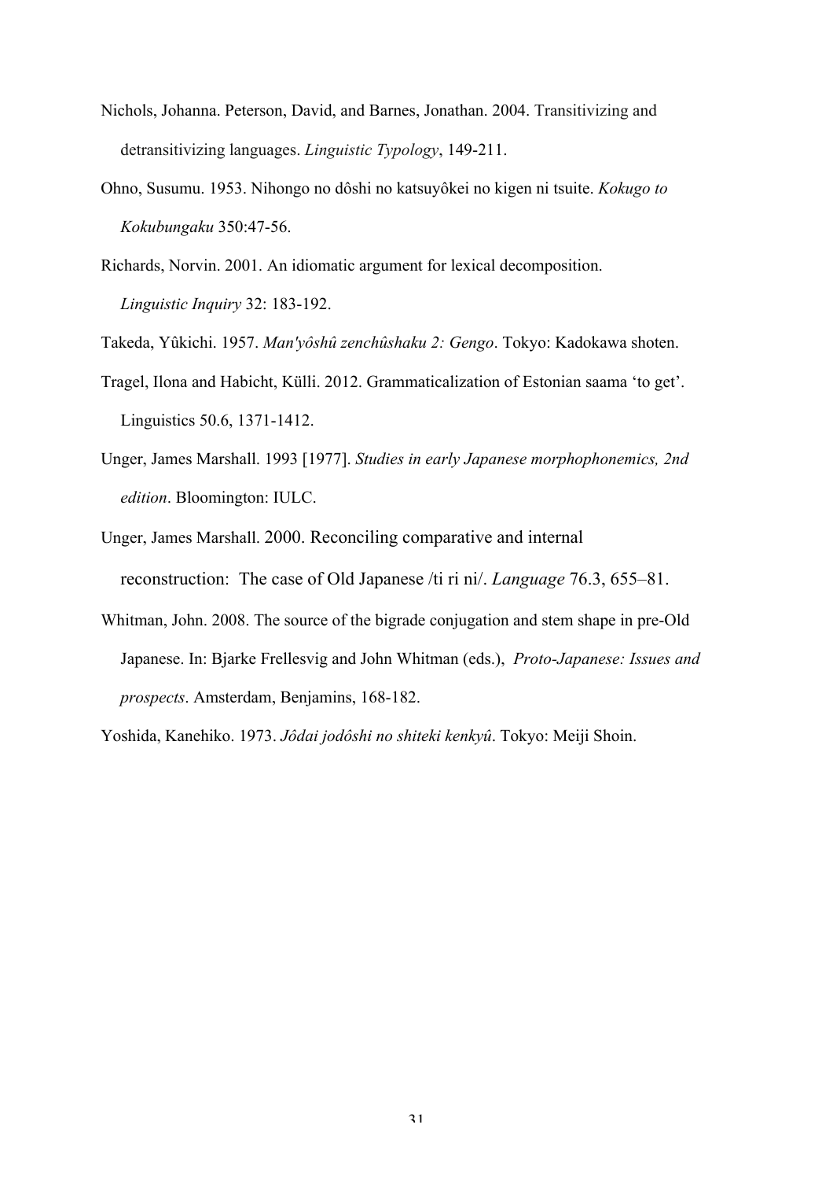Nichols, Johanna. Peterson, David, and Barnes, Jonathan. 2004. Transitivizing and detransitivizing languages. *Linguistic Typology*, 149-211.

Ohno, Susumu. 1953. Nihongo no dôshi no katsuyôkei no kigen ni tsuite. *Kokugo to Kokubungaku* 350:47-56.

Richards, Norvin. 2001. An idiomatic argument for lexical decomposition. *Linguistic Inquiry* 32: 183-192.

Takeda, Yûkichi. 1957. *Man'yôshû zenchûshaku 2: Gengo*. Tokyo: Kadokawa shoten.

Tragel, Ilona and Habicht, Külli. 2012. Grammaticalization of Estonian saama 'to get'. Linguistics 50.6, 1371-1412.

Unger, James Marshall. 1993 [1977]. *Studies in early Japanese morphophonemics, 2nd edition*. Bloomington: IULC.

Unger, James Marshall. 2000. Reconciling comparative and internal reconstruction: The case of Old Japanese /ti ri ni/. *Language* 76.3, 655–81.

Whitman, John. 2008. The source of the bigrade conjugation and stem shape in pre-Old Japanese. In: Bjarke Frellesvig and John Whitman (eds.), *Proto-Japanese: Issues and prospects*. Amsterdam, Benjamins, 168-182.

Yoshida, Kanehiko. 1973. *Jôdai jodôshi no shiteki kenkyû*. Tokyo: Meiji Shoin.